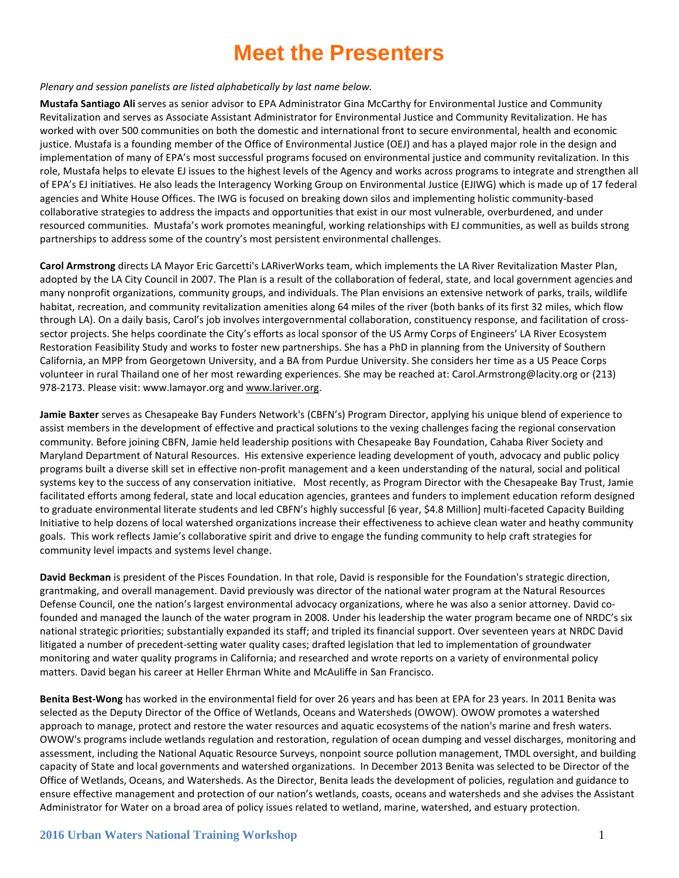# Meet the Presenters

*Plenary and session panelists are listed alphabetically by last name below.*

**Mustafa Santiago Ali** serves as senior advisor to EPA Administrator Gina McCarthy for Environmental Justice and Community Revitalization and serves as Associate Assistant Administrator for Environmental Justice and Community Revitalization. He has worked with over 500 communities on both the domestic and international front to secure environmental, health and economic justice. Mustafa is a founding member of the Office of Environmental Justice (OEJ) and has a played major role in the design and implementation of many of EPA's most successful programs focused on environmental justice and community revitalization. In this role, Mustafa helps to elevate EJ issues to the highest levels of the Agency and works across programs to integrate and strengthen all of EPA's EJ initiatives. He also leads the Interagency Working Group on Environmental Justice (EJIWG) which is made up of 17 federal agencies and White House Offices. The IWG is focused on breaking down silos and implementing holistic community-based collaborative strategies to address the impacts and opportunities that exist in our most vulnerable, overburdened, and under resourced communities. Mustafa's work promotes meaningful, working relationships with EJ communities, as well as builds strong partnerships to address some of the country's most persistent environmental challenges.

**Carol Armstrong** directs LA Mayor Eric Garcetti's LARiverWorks team, which implements the LA River Revitalization Master Plan, adopted by the LA City Council in 2007. The Plan is a result of the collaboration of federal, state, and local government agencies and many nonprofit organizations, community groups, and individuals. The Plan envisions an extensive network of parks, trails, wildlife habitat, recreation, and community revitalization amenities along 64 miles of the river (both banks of its first 32 miles, which flow through LA). On a daily basis, Carol's job involves intergovernmental collaboration, constituency response, and facilitation of cross-sector projects. She helps coordinate the City's efforts as local sponsor of the US Army Corps of Engineers' LA River Ecosystem Restoration Feasibility Study and works to foster new partnerships. She has a PhD in planning from the University of Southern California, an MPP from Georgetown University, and a BA from Purdue University. She considers her time as a US Peace Corps volunteer in rural Thailand one of her most rewarding experiences. She may be reached at: Carol.Armstrong@lacity.org or (213) 978-2173. Please visit: www.lamayor.org and www.lariver.org.

**Jamie Baxter** serves as Chesapeake Bay Funders Network's (CBFN's) Program Director, applying his unique blend of experience to assist members in the development of effective and practical solutions to the vexing challenges facing the regional conservation community. Before joining CBFN, Jamie held leadership positions with Chesapeake Bay Foundation, Cahaba River Society and Maryland Department of Natural Resources. His extensive experience leading development of youth, advocacy and public policy programs built a diverse skill set in effective non-profit management and a keen understanding of the natural, social and political systems key to the success of any conservation initiative. Most recently, as Program Director with the Chesapeake Bay Trust, Jamie facilitated efforts among federal, state and local education agencies, grantees and funders to implement education reform designed to graduate environmental literate students and led CBFN's highly successful [6 year, $4.8 Million] multi-faceted Capacity Building Initiative to help dozens of local watershed organizations increase their effectiveness to achieve clean water and heathy community goals. This work reflects Jamie's collaborative spirit and drive to engage the funding community to help craft strategies for community level impacts and systems level change.

**David Beckman** is president of the Pisces Foundation. In that role, David is responsible for the Foundation's strategic direction, grantmaking, and overall management. David previously was director of the national water program at the Natural Resources Defense Council, one the nation's largest environmental advocacy organizations, where he was also a senior attorney. David co-founded and managed the launch of the water program in 2008. Under his leadership the water program became one of NRDC's six national strategic priorities; substantially expanded its staff; and tripled its financial support. Over seventeen years at NRDC David litigated a number of precedent-setting water quality cases; drafted legislation that led to implementation of groundwater monitoring and water quality programs in California; and researched and wrote reports on a variety of environmental policy matters. David began his career at Heller Ehrman White and McAuliffe in San Francisco.

**Benita Best-Wong** has worked in the environmental field for over 26 years and has been at EPA for 23 years. In 2011 Benita was selected as the Deputy Director of the Office of Wetlands, Oceans and Watersheds (OWOW). OWOW promotes a watershed approach to manage, protect and restore the water resources and aquatic ecosystems of the nation's marine and fresh waters. OWOW's programs include wetlands regulation and restoration, regulation of ocean dumping and vessel discharges, monitoring and assessment, including the National Aquatic Resource Surveys, nonpoint source pollution management, TMDL oversight, and building capacity of State and local governments and watershed organizations. In December 2013 Benita was selected to be Director of the Office of Wetlands, Oceans, and Watersheds. As the Director, Benita leads the development of policies, regulation and guidance to ensure effective management and protection of our nation's wetlands, coasts, oceans and watersheds and she advises the Assistant Administrator for Water on a broad area of policy issues related to wetland, marine, watershed, and estuary protection.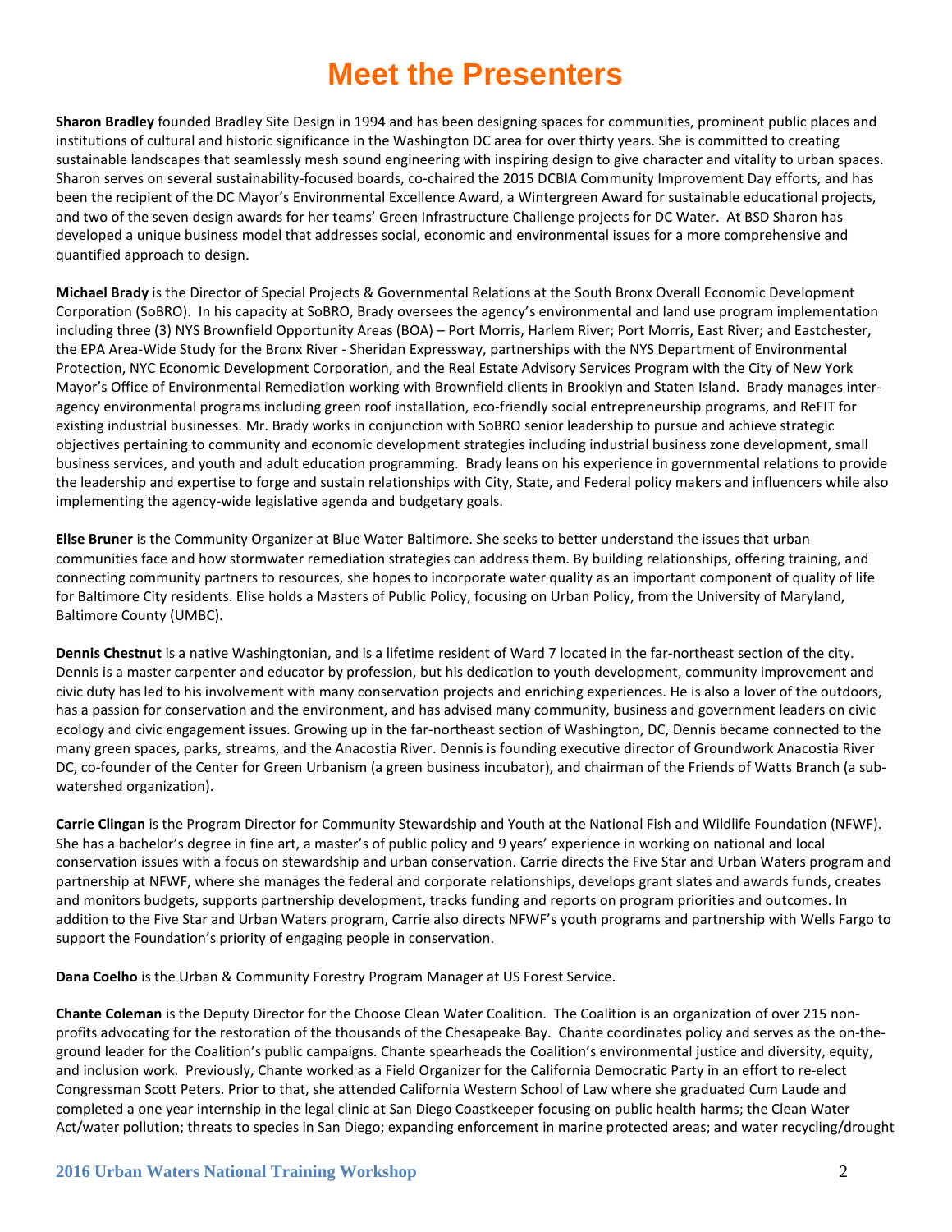# Meet the Presenters

**Sharon Bradley** founded Bradley Site Design in 1994 and has been designing spaces for communities, prominent public places and institutions of cultural and historic significance in the Washington DC area for over thirty years. She is committed to creating sustainable landscapes that seamlessly mesh sound engineering with inspiring design to give character and vitality to urban spaces. Sharon serves on several sustainability-focused boards, co-chaired the 2015 DCBIA Community Improvement Day efforts, and has been the recipient of the DC Mayor's Environmental Excellence Award, a Wintergreen Award for sustainable educational projects, and two of the seven design awards for her teams' Green Infrastructure Challenge projects for DC Water. At BSD Sharon has developed a unique business model that addresses social, economic and environmental issues for a more comprehensive and quantified approach to design.

**Michael Brady** is the Director of Special Projects & Governmental Relations at the South Bronx Overall Economic Development Corporation (SoBRO). In his capacity at SoBRO, Brady oversees the agency's environmental and land use program implementation including three (3) NYS Brownfield Opportunity Areas (BOA) – Port Morris, Harlem River; Port Morris, East River; and Eastchester, the EPA Area-Wide Study for the Bronx River - Sheridan Expressway, partnerships with the NYS Department of Environmental Protection, NYC Economic Development Corporation, and the Real Estate Advisory Services Program with the City of New York Mayor's Office of Environmental Remediation working with Brownfield clients in Brooklyn and Staten Island. Brady manages inter-agency environmental programs including green roof installation, eco-friendly social entrepreneurship programs, and ReFIT for existing industrial businesses. Mr. Brady works in conjunction with SoBRO senior leadership to pursue and achieve strategic objectives pertaining to community and economic development strategies including industrial business zone development, small business services, and youth and adult education programming. Brady leans on his experience in governmental relations to provide the leadership and expertise to forge and sustain relationships with City, State, and Federal policy makers and influencers while also implementing the agency-wide legislative agenda and budgetary goals.

**Elise Bruner** is the Community Organizer at Blue Water Baltimore. She seeks to better understand the issues that urban communities face and how stormwater remediation strategies can address them. By building relationships, offering training, and connecting community partners to resources, she hopes to incorporate water quality as an important component of quality of life for Baltimore City residents. Elise holds a Masters of Public Policy, focusing on Urban Policy, from the University of Maryland, Baltimore County (UMBC).

**Dennis Chestnut** is a native Washingtonian, and is a lifetime resident of Ward 7 located in the far-northeast section of the city. Dennis is a master carpenter and educator by profession, but his dedication to youth development, community improvement and civic duty has led to his involvement with many conservation projects and enriching experiences. He is also a lover of the outdoors, has a passion for conservation and the environment, and has advised many community, business and government leaders on civic ecology and civic engagement issues. Growing up in the far-northeast section of Washington, DC, Dennis became connected to the many green spaces, parks, streams, and the Anacostia River. Dennis is founding executive director of Groundwork Anacostia River DC, co-founder of the Center for Green Urbanism (a green business incubator), and chairman of the Friends of Watts Branch (a sub-watershed organization).

**Carrie Clingan** is the Program Director for Community Stewardship and Youth at the National Fish and Wildlife Foundation (NFWF). She has a bachelor's degree in fine art, a master's of public policy and 9 years' experience in working on national and local conservation issues with a focus on stewardship and urban conservation. Carrie directs the Five Star and Urban Waters program and partnership at NFWF, where she manages the federal and corporate relationships, develops grant slates and awards funds, creates and monitors budgets, supports partnership development, tracks funding and reports on program priorities and outcomes. In addition to the Five Star and Urban Waters program, Carrie also directs NFWF's youth programs and partnership with Wells Fargo to support the Foundation's priority of engaging people in conservation.

**Dana Coelho** is the Urban & Community Forestry Program Manager at US Forest Service.

**Chante Coleman** is the Deputy Director for the Choose Clean Water Coalition. The Coalition is an organization of over 215 non-profits advocating for the restoration of the thousands of the Chesapeake Bay. Chante coordinates policy and serves as the on-the-ground leader for the Coalition's public campaigns. Chante spearheads the Coalition's environmental justice and diversity, equity, and inclusion work. Previously, Chante worked as a Field Organizer for the California Democratic Party in an effort to re-elect Congressman Scott Peters. Prior to that, she attended California Western School of Law where she graduated Cum Laude and completed a one year internship in the legal clinic at San Diego Coastkeeper focusing on public health harms; the Clean Water Act/water pollution; threats to species in San Diego; expanding enforcement in marine protected areas; and water recycling/drought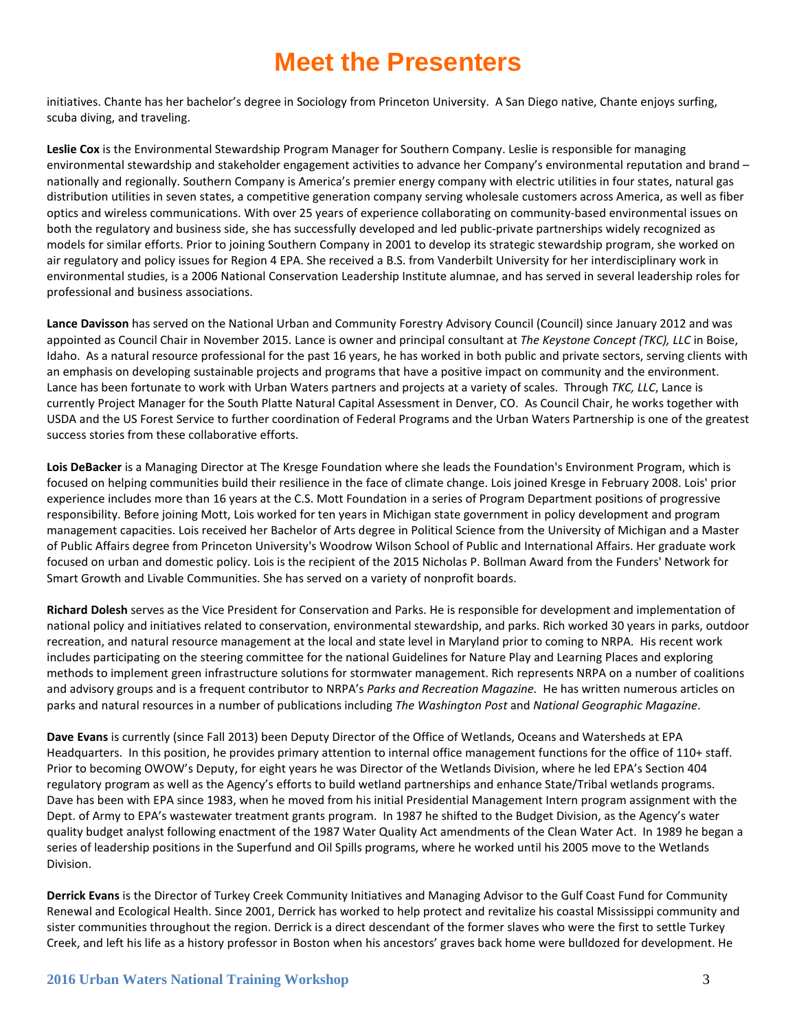# Meet the Presenters

initiatives. Chante has her bachelor's degree in Sociology from Princeton University. A San Diego native, Chante enjoys surfing, scuba diving, and traveling.

**Leslie Cox** is the Environmental Stewardship Program Manager for Southern Company. Leslie is responsible for managing environmental stewardship and stakeholder engagement activities to advance her Company's environmental reputation and brand – nationally and regionally. Southern Company is America's premier energy company with electric utilities in four states, natural gas distribution utilities in seven states, a competitive generation company serving wholesale customers across America, as well as fiber optics and wireless communications. With over 25 years of experience collaborating on community-based environmental issues on both the regulatory and business side, she has successfully developed and led public-private partnerships widely recognized as models for similar efforts. Prior to joining Southern Company in 2001 to develop its strategic stewardship program, she worked on air regulatory and policy issues for Region 4 EPA. She received a B.S. from Vanderbilt University for her interdisciplinary work in environmental studies, is a 2006 National Conservation Leadership Institute alumnae, and has served in several leadership roles for professional and business associations.

**Lance Davisson** has served on the National Urban and Community Forestry Advisory Council (Council) since January 2012 and was appointed as Council Chair in November 2015. Lance is owner and principal consultant at *The Keystone Concept (TKC), LLC* in Boise, Idaho. As a natural resource professional for the past 16 years, he has worked in both public and private sectors, serving clients with an emphasis on developing sustainable projects and programs that have a positive impact on community and the environment. Lance has been fortunate to work with Urban Waters partners and projects at a variety of scales. Through *TKC, LLC*, Lance is currently Project Manager for the South Platte Natural Capital Assessment in Denver, CO. As Council Chair, he works together with USDA and the US Forest Service to further coordination of Federal Programs and the Urban Waters Partnership is one of the greatest success stories from these collaborative efforts.

**Lois DeBacker** is a Managing Director at The Kresge Foundation where she leads the Foundation's Environment Program, which is focused on helping communities build their resilience in the face of climate change. Lois joined Kresge in February 2008. Lois' prior experience includes more than 16 years at the C.S. Mott Foundation in a series of Program Department positions of progressive responsibility. Before joining Mott, Lois worked for ten years in Michigan state government in policy development and program management capacities. Lois received her Bachelor of Arts degree in Political Science from the University of Michigan and a Master of Public Affairs degree from Princeton University's Woodrow Wilson School of Public and International Affairs. Her graduate work focused on urban and domestic policy. Lois is the recipient of the 2015 Nicholas P. Bollman Award from the Funders' Network for Smart Growth and Livable Communities. She has served on a variety of nonprofit boards.

**Richard Dolesh** serves as the Vice President for Conservation and Parks. He is responsible for development and implementation of national policy and initiatives related to conservation, environmental stewardship, and parks. Rich worked 30 years in parks, outdoor recreation, and natural resource management at the local and state level in Maryland prior to coming to NRPA. His recent work includes participating on the steering committee for the national Guidelines for Nature Play and Learning Places and exploring methods to implement green infrastructure solutions for stormwater management. Rich represents NRPA on a number of coalitions and advisory groups and is a frequent contributor to NRPA's *Parks and Recreation Magazine.* He has written numerous articles on parks and natural resources in a number of publications including *The Washington Post* and *National Geographic Magazine*.

**Dave Evans** is currently (since Fall 2013) been Deputy Director of the Office of Wetlands, Oceans and Watersheds at EPA Headquarters. In this position, he provides primary attention to internal office management functions for the office of 110+ staff. Prior to becoming OWOW's Deputy, for eight years he was Director of the Wetlands Division, where he led EPA's Section 404 regulatory program as well as the Agency's efforts to build wetland partnerships and enhance State/Tribal wetlands programs. Dave has been with EPA since 1983, when he moved from his initial Presidential Management Intern program assignment with the Dept. of Army to EPA's wastewater treatment grants program. In 1987 he shifted to the Budget Division, as the Agency's water quality budget analyst following enactment of the 1987 Water Quality Act amendments of the Clean Water Act. In 1989 he began a series of leadership positions in the Superfund and Oil Spills programs, where he worked until his 2005 move to the Wetlands Division.

**Derrick Evans** is the Director of Turkey Creek Community Initiatives and Managing Advisor to the Gulf Coast Fund for Community Renewal and Ecological Health. Since 2001, Derrick has worked to help protect and revitalize his coastal Mississippi community and sister communities throughout the region. Derrick is a direct descendant of the former slaves who were the first to settle Turkey Creek, and left his life as a history professor in Boston when his ancestors' graves back home were bulldozed for development. He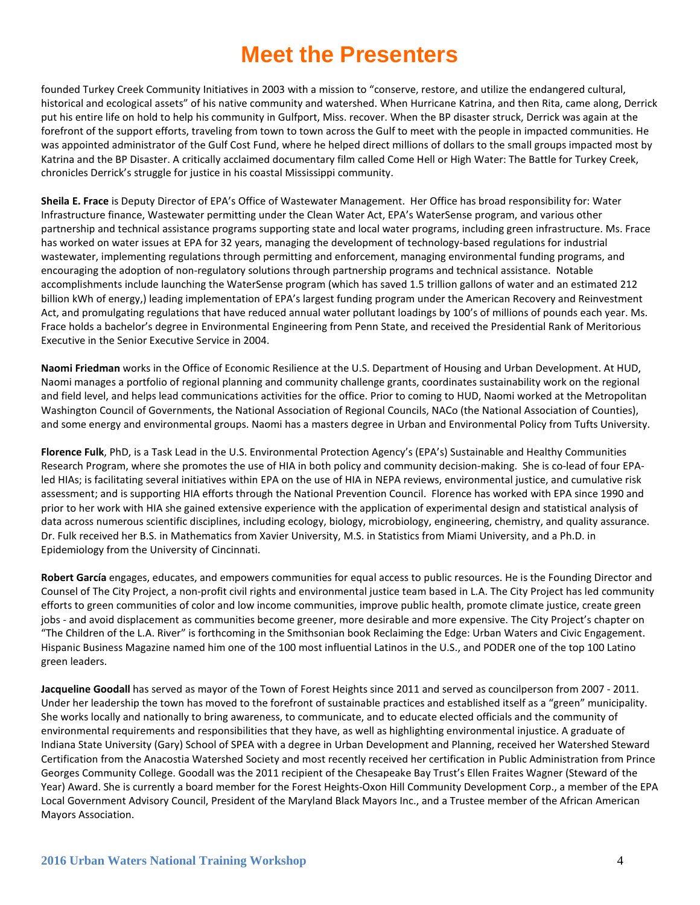# Meet the Presenters

founded Turkey Creek Community Initiatives in 2003 with a mission to “conserve, restore, and utilize the endangered cultural, historical and ecological assets” of his native community and watershed. When Hurricane Katrina, and then Rita, came along, Derrick put his entire life on hold to help his community in Gulfport, Miss. recover. When the BP disaster struck, Derrick was again at the forefront of the support efforts, traveling from town to town across the Gulf to meet with the people in impacted communities. He was appointed administrator of the Gulf Cost Fund, where he helped direct millions of dollars to the small groups impacted most by Katrina and the BP Disaster. A critically acclaimed documentary film called Come Hell or High Water: The Battle for Turkey Creek, chronicles Derrick’s struggle for justice in his coastal Mississippi community.

**Sheila E. Frace** is Deputy Director of EPA’s Office of Wastewater Management. Her Office has broad responsibility for: Water Infrastructure finance, Wastewater permitting under the Clean Water Act, EPA’s WaterSense program, and various other partnership and technical assistance programs supporting state and local water programs, including green infrastructure. Ms. Frace has worked on water issues at EPA for 32 years, managing the development of technology-based regulations for industrial wastewater, implementing regulations through permitting and enforcement, managing environmental funding programs, and encouraging the adoption of non-regulatory solutions through partnership programs and technical assistance. Notable accomplishments include launching the WaterSense program (which has saved 1.5 trillion gallons of water and an estimated 212 billion kWh of energy,) leading implementation of EPA’s largest funding program under the American Recovery and Reinvestment Act, and promulgating regulations that have reduced annual water pollutant loadings by 100’s of millions of pounds each year. Ms. Frace holds a bachelor’s degree in Environmental Engineering from Penn State, and received the Presidential Rank of Meritorious Executive in the Senior Executive Service in 2004.

**Naomi Friedman** works in the Office of Economic Resilience at the U.S. Department of Housing and Urban Development. At HUD, Naomi manages a portfolio of regional planning and community challenge grants, coordinates sustainability work on the regional and field level, and helps lead communications activities for the office. Prior to coming to HUD, Naomi worked at the Metropolitan Washington Council of Governments, the National Association of Regional Councils, NACo (the National Association of Counties), and some energy and environmental groups. Naomi has a masters degree in Urban and Environmental Policy from Tufts University.

**Florence Fulk**, PhD, is a Task Lead in the U.S. Environmental Protection Agency’s (EPA’s) Sustainable and Healthy Communities Research Program, where she promotes the use of HIA in both policy and community decision-making. She is co-lead of four EPA-led HIAs; is facilitating several initiatives within EPA on the use of HIA in NEPA reviews, environmental justice, and cumulative risk assessment; and is supporting HIA efforts through the National Prevention Council. Florence has worked with EPA since 1990 and prior to her work with HIA she gained extensive experience with the application of experimental design and statistical analysis of data across numerous scientific disciplines, including ecology, biology, microbiology, engineering, chemistry, and quality assurance. Dr. Fulk received her B.S. in Mathematics from Xavier University, M.S. in Statistics from Miami University, and a Ph.D. in Epidemiology from the University of Cincinnati.

**Robert García** engages, educates, and empowers communities for equal access to public resources. He is the Founding Director and Counsel of The City Project, a non-profit civil rights and environmental justice team based in L.A. The City Project has led community efforts to green communities of color and low income communities, improve public health, promote climate justice, create green jobs - and avoid displacement as communities become greener, more desirable and more expensive. The City Project’s chapter on “The Children of the L.A. River” is forthcoming in the Smithsonian book Reclaiming the Edge: Urban Waters and Civic Engagement. Hispanic Business Magazine named him one of the 100 most influential Latinos in the U.S., and PODER one of the top 100 Latino green leaders.

**Jacqueline Goodall** has served as mayor of the Town of Forest Heights since 2011 and served as councilperson from 2007 - 2011. Under her leadership the town has moved to the forefront of sustainable practices and established itself as a “green” municipality. She works locally and nationally to bring awareness, to communicate, and to educate elected officials and the community of environmental requirements and responsibilities that they have, as well as highlighting environmental injustice. A graduate of Indiana State University (Gary) School of SPEA with a degree in Urban Development and Planning, received her Watershed Steward Certification from the Anacostia Watershed Society and most recently received her certification in Public Administration from Prince Georges Community College. Goodall was the 2011 recipient of the Chesapeake Bay Trust’s Ellen Fraites Wagner (Steward of the Year) Award. She is currently a board member for the Forest Heights-Oxon Hill Community Development Corp., a member of the EPA Local Government Advisory Council, President of the Maryland Black Mayors Inc., and a Trustee member of the African American Mayors Association.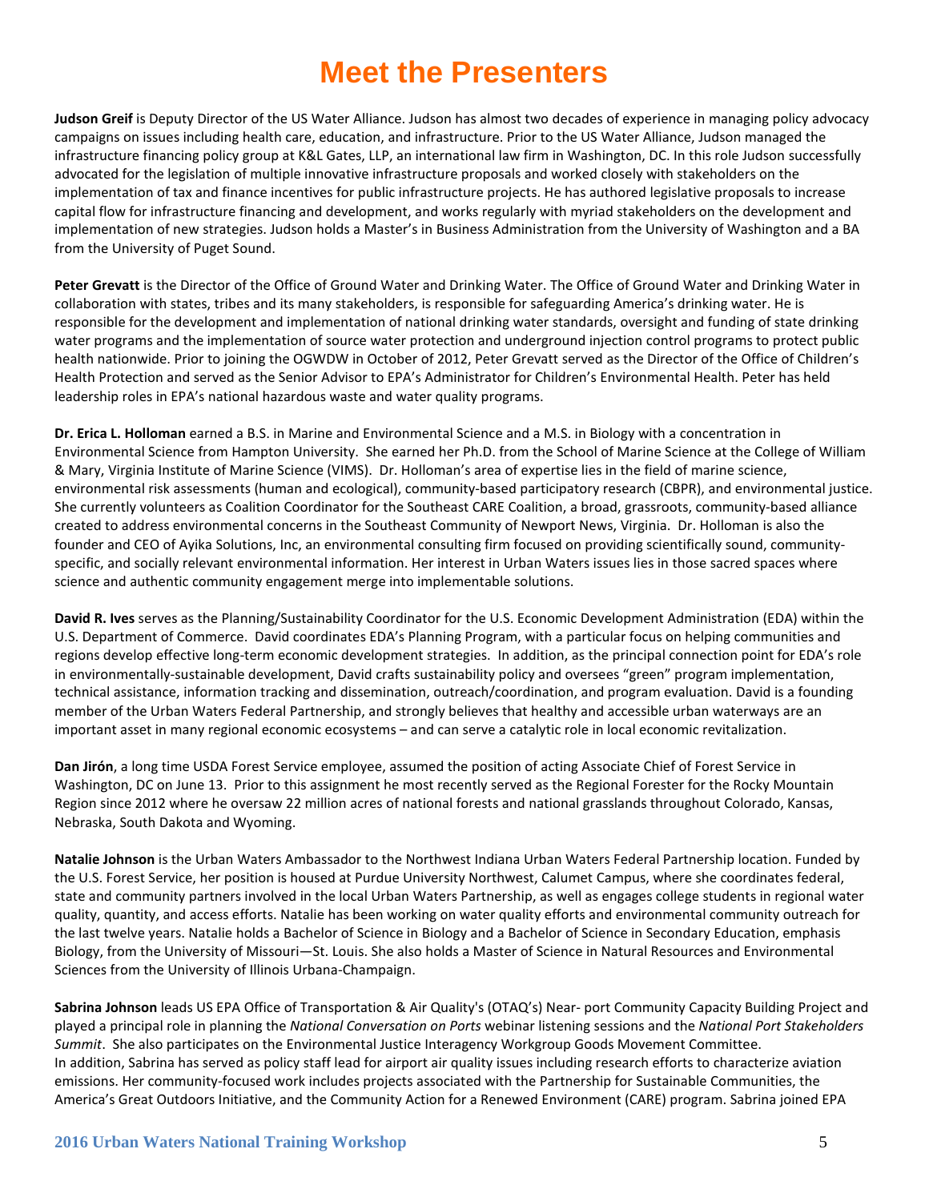# Meet the Presenters

**Judson Greif** is Deputy Director of the US Water Alliance. Judson has almost two decades of experience in managing policy advocacy campaigns on issues including health care, education, and infrastructure. Prior to the US Water Alliance, Judson managed the infrastructure financing policy group at K&L Gates, LLP, an international law firm in Washington, DC. In this role Judson successfully advocated for the legislation of multiple innovative infrastructure proposals and worked closely with stakeholders on the implementation of tax and finance incentives for public infrastructure projects. He has authored legislative proposals to increase capital flow for infrastructure financing and development, and works regularly with myriad stakeholders on the development and implementation of new strategies. Judson holds a Master's in Business Administration from the University of Washington and a BA from the University of Puget Sound.

**Peter Grevatt** is the Director of the Office of Ground Water and Drinking Water. The Office of Ground Water and Drinking Water in collaboration with states, tribes and its many stakeholders, is responsible for safeguarding America's drinking water. He is responsible for the development and implementation of national drinking water standards, oversight and funding of state drinking water programs and the implementation of source water protection and underground injection control programs to protect public health nationwide. Prior to joining the OGWDW in October of 2012, Peter Grevatt served as the Director of the Office of Children's Health Protection and served as the Senior Advisor to EPA's Administrator for Children's Environmental Health. Peter has held leadership roles in EPA's national hazardous waste and water quality programs.

**Dr. Erica L. Holloman** earned a B.S. in Marine and Environmental Science and a M.S. in Biology with a concentration in Environmental Science from Hampton University. She earned her Ph.D. from the School of Marine Science at the College of William & Mary, Virginia Institute of Marine Science (VIMS). Dr. Holloman's area of expertise lies in the field of marine science, environmental risk assessments (human and ecological), community-based participatory research (CBPR), and environmental justice. She currently volunteers as Coalition Coordinator for the Southeast CARE Coalition, a broad, grassroots, community-based alliance created to address environmental concerns in the Southeast Community of Newport News, Virginia. Dr. Holloman is also the founder and CEO of Ayika Solutions, Inc, an environmental consulting firm focused on providing scientifically sound, community-specific, and socially relevant environmental information. Her interest in Urban Waters issues lies in those sacred spaces where science and authentic community engagement merge into implementable solutions.

**David R. Ives** serves as the Planning/Sustainability Coordinator for the U.S. Economic Development Administration (EDA) within the U.S. Department of Commerce. David coordinates EDA's Planning Program, with a particular focus on helping communities and regions develop effective long-term economic development strategies. In addition, as the principal connection point for EDA's role in environmentally-sustainable development, David crafts sustainability policy and oversees "green" program implementation, technical assistance, information tracking and dissemination, outreach/coordination, and program evaluation. David is a founding member of the Urban Waters Federal Partnership, and strongly believes that healthy and accessible urban waterways are an important asset in many regional economic ecosystems – and can serve a catalytic role in local economic revitalization.

**Dan Jirón**, a long time USDA Forest Service employee, assumed the position of acting Associate Chief of Forest Service in Washington, DC on June 13. Prior to this assignment he most recently served as the Regional Forester for the Rocky Mountain Region since 2012 where he oversaw 22 million acres of national forests and national grasslands throughout Colorado, Kansas, Nebraska, South Dakota and Wyoming.

**Natalie Johnson** is the Urban Waters Ambassador to the Northwest Indiana Urban Waters Federal Partnership location. Funded by the U.S. Forest Service, her position is housed at Purdue University Northwest, Calumet Campus, where she coordinates federal, state and community partners involved in the local Urban Waters Partnership, as well as engages college students in regional water quality, quantity, and access efforts. Natalie has been working on water quality efforts and environmental community outreach for the last twelve years. Natalie holds a Bachelor of Science in Biology and a Bachelor of Science in Secondary Education, emphasis Biology, from the University of Missouri—St. Louis. She also holds a Master of Science in Natural Resources and Environmental Sciences from the University of Illinois Urbana-Champaign.

**Sabrina Johnson** leads US EPA Office of Transportation & Air Quality's (OTAQ's) Near- port Community Capacity Building Project and played a principal role in planning the *National Conversation on Ports* webinar listening sessions and the *National Port Stakeholders Summit*. She also participates on the Environmental Justice Interagency Workgroup Goods Movement Committee.
In addition, Sabrina has served as policy staff lead for airport air quality issues including research efforts to characterize aviation emissions. Her community-focused work includes projects associated with the Partnership for Sustainable Communities, the America's Great Outdoors Initiative, and the Community Action for a Renewed Environment (CARE) program. Sabrina joined EPA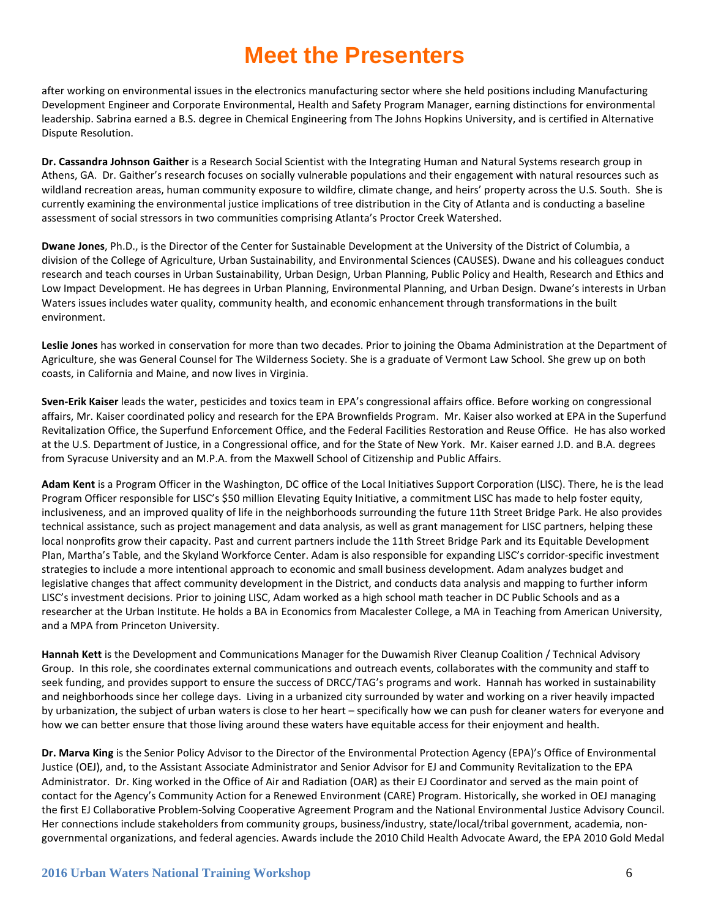# Meet the Presenters

after working on environmental issues in the electronics manufacturing sector where she held positions including Manufacturing Development Engineer and Corporate Environmental, Health and Safety Program Manager, earning distinctions for environmental leadership. Sabrina earned a B.S. degree in Chemical Engineering from The Johns Hopkins University, and is certified in Alternative Dispute Resolution.

**Dr. Cassandra Johnson Gaither** is a Research Social Scientist with the Integrating Human and Natural Systems research group in Athens, GA. Dr. Gaither's research focuses on socially vulnerable populations and their engagement with natural resources such as wildland recreation areas, human community exposure to wildfire, climate change, and heirs' property across the U.S. South. She is currently examining the environmental justice implications of tree distribution in the City of Atlanta and is conducting a baseline assessment of social stressors in two communities comprising Atlanta's Proctor Creek Watershed.

**Dwane Jones**, Ph.D., is the Director of the Center for Sustainable Development at the University of the District of Columbia, a division of the College of Agriculture, Urban Sustainability, and Environmental Sciences (CAUSES). Dwane and his colleagues conduct research and teach courses in Urban Sustainability, Urban Design, Urban Planning, Public Policy and Health, Research and Ethics and Low Impact Development. He has degrees in Urban Planning, Environmental Planning, and Urban Design. Dwane's interests in Urban Waters issues includes water quality, community health, and economic enhancement through transformations in the built environment.

**Leslie Jones** has worked in conservation for more than two decades. Prior to joining the Obama Administration at the Department of Agriculture, she was General Counsel for The Wilderness Society. She is a graduate of Vermont Law School. She grew up on both coasts, in California and Maine, and now lives in Virginia.

**Sven-Erik Kaiser** leads the water, pesticides and toxics team in EPA's congressional affairs office. Before working on congressional affairs, Mr. Kaiser coordinated policy and research for the EPA Brownfields Program. Mr. Kaiser also worked at EPA in the Superfund Revitalization Office, the Superfund Enforcement Office, and the Federal Facilities Restoration and Reuse Office. He has also worked at the U.S. Department of Justice, in a Congressional office, and for the State of New York. Mr. Kaiser earned J.D. and B.A. degrees from Syracuse University and an M.P.A. from the Maxwell School of Citizenship and Public Affairs.

**Adam Kent** is a Program Officer in the Washington, DC office of the Local Initiatives Support Corporation (LISC). There, he is the lead Program Officer responsible for LISC's $50 million Elevating Equity Initiative, a commitment LISC has made to help foster equity, inclusiveness, and an improved quality of life in the neighborhoods surrounding the future 11th Street Bridge Park. He also provides technical assistance, such as project management and data analysis, as well as grant management for LISC partners, helping these local nonprofits grow their capacity. Past and current partners include the 11th Street Bridge Park and its Equitable Development Plan, Martha's Table, and the Skyland Workforce Center. Adam is also responsible for expanding LISC's corridor-specific investment strategies to include a more intentional approach to economic and small business development. Adam analyzes budget and legislative changes that affect community development in the District, and conducts data analysis and mapping to further inform LISC's investment decisions. Prior to joining LISC, Adam worked as a high school math teacher in DC Public Schools and as a researcher at the Urban Institute. He holds a BA in Economics from Macalester College, a MA in Teaching from American University, and a MPA from Princeton University.

**Hannah Kett** is the Development and Communications Manager for the Duwamish River Cleanup Coalition / Technical Advisory Group. In this role, she coordinates external communications and outreach events, collaborates with the community and staff to seek funding, and provides support to ensure the success of DRCC/TAG's programs and work. Hannah has worked in sustainability and neighborhoods since her college days. Living in a urbanized city surrounded by water and working on a river heavily impacted by urbanization, the subject of urban waters is close to her heart – specifically how we can push for cleaner waters for everyone and how we can better ensure that those living around these waters have equitable access for their enjoyment and health.

**Dr. Marva King** is the Senior Policy Advisor to the Director of the Environmental Protection Agency (EPA)'s Office of Environmental Justice (OEJ), and, to the Assistant Associate Administrator and Senior Advisor for EJ and Community Revitalization to the EPA Administrator. Dr. King worked in the Office of Air and Radiation (OAR) as their EJ Coordinator and served as the main point of contact for the Agency's Community Action for a Renewed Environment (CARE) Program. Historically, she worked in OEJ managing the first EJ Collaborative Problem-Solving Cooperative Agreement Program and the National Environmental Justice Advisory Council. Her connections include stakeholders from community groups, business/industry, state/local/tribal government, academia, non-governmental organizations, and federal agencies. Awards include the 2010 Child Health Advocate Award, the EPA 2010 Gold Medal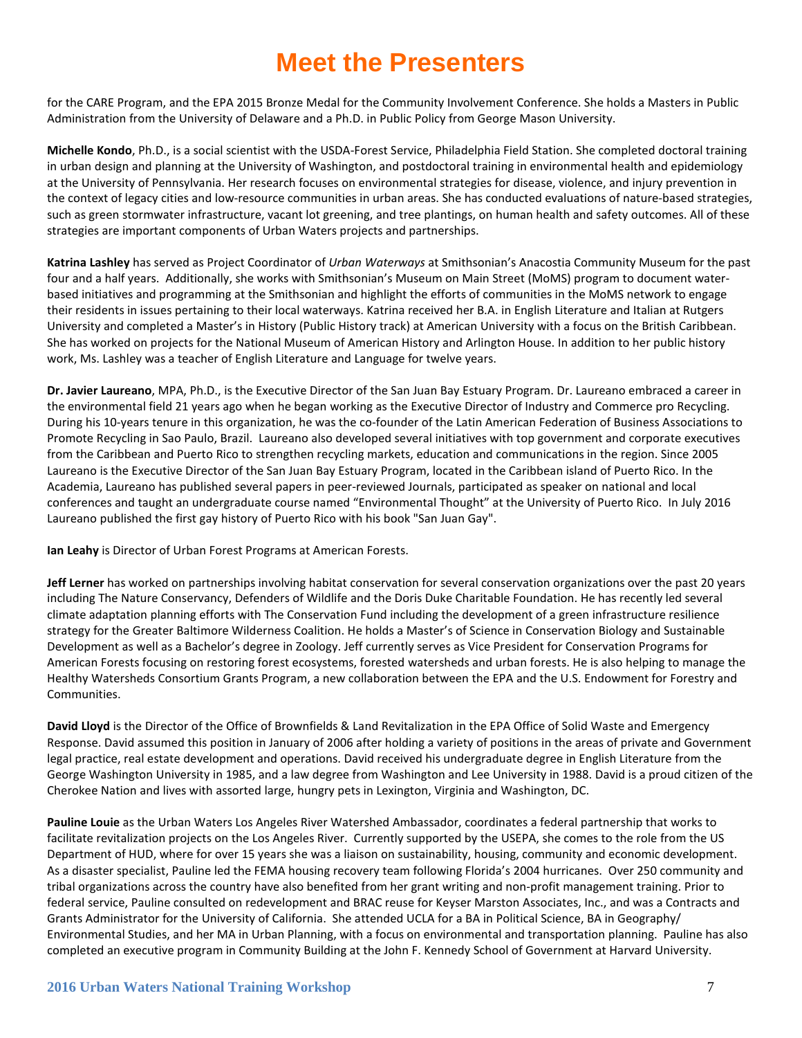# Meet the Presenters

for the CARE Program, and the EPA 2015 Bronze Medal for the Community Involvement Conference. She holds a Masters in Public Administration from the University of Delaware and a Ph.D. in Public Policy from George Mason University.

**Michelle Kondo**, Ph.D., is a social scientist with the USDA-Forest Service, Philadelphia Field Station. She completed doctoral training in urban design and planning at the University of Washington, and postdoctoral training in environmental health and epidemiology at the University of Pennsylvania. Her research focuses on environmental strategies for disease, violence, and injury prevention in the context of legacy cities and low-resource communities in urban areas. She has conducted evaluations of nature-based strategies, such as green stormwater infrastructure, vacant lot greening, and tree plantings, on human health and safety outcomes. All of these strategies are important components of Urban Waters projects and partnerships.

**Katrina Lashley** has served as Project Coordinator of *Urban Waterways* at Smithsonian's Anacostia Community Museum for the past four and a half years. Additionally, she works with Smithsonian's Museum on Main Street (MoMS) program to document water-based initiatives and programming at the Smithsonian and highlight the efforts of communities in the MoMS network to engage their residents in issues pertaining to their local waterways. Katrina received her B.A. in English Literature and Italian at Rutgers University and completed a Master's in History (Public History track) at American University with a focus on the British Caribbean. She has worked on projects for the National Museum of American History and Arlington House. In addition to her public history work, Ms. Lashley was a teacher of English Literature and Language for twelve years.

**Dr. Javier Laureano**, MPA, Ph.D., is the Executive Director of the San Juan Bay Estuary Program. Dr. Laureano embraced a career in the environmental field 21 years ago when he began working as the Executive Director of Industry and Commerce pro Recycling. During his 10-years tenure in this organization, he was the co-founder of the Latin American Federation of Business Associations to Promote Recycling in Sao Paulo, Brazil. Laureano also developed several initiatives with top government and corporate executives from the Caribbean and Puerto Rico to strengthen recycling markets, education and communications in the region. Since 2005 Laureano is the Executive Director of the San Juan Bay Estuary Program, located in the Caribbean island of Puerto Rico. In the Academia, Laureano has published several papers in peer-reviewed Journals, participated as speaker on national and local conferences and taught an undergraduate course named "Environmental Thought" at the University of Puerto Rico. In July 2016 Laureano published the first gay history of Puerto Rico with his book "San Juan Gay".

**Ian Leahy** is Director of Urban Forest Programs at American Forests.

**Jeff Lerner** has worked on partnerships involving habitat conservation for several conservation organizations over the past 20 years including The Nature Conservancy, Defenders of Wildlife and the Doris Duke Charitable Foundation. He has recently led several climate adaptation planning efforts with The Conservation Fund including the development of a green infrastructure resilience strategy for the Greater Baltimore Wilderness Coalition. He holds a Master's of Science in Conservation Biology and Sustainable Development as well as a Bachelor's degree in Zoology. Jeff currently serves as Vice President for Conservation Programs for American Forests focusing on restoring forest ecosystems, forested watersheds and urban forests. He is also helping to manage the Healthy Watersheds Consortium Grants Program, a new collaboration between the EPA and the U.S. Endowment for Forestry and Communities.

**David Lloyd** is the Director of the Office of Brownfields & Land Revitalization in the EPA Office of Solid Waste and Emergency Response. David assumed this position in January of 2006 after holding a variety of positions in the areas of private and Government legal practice, real estate development and operations. David received his undergraduate degree in English Literature from the George Washington University in 1985, and a law degree from Washington and Lee University in 1988. David is a proud citizen of the Cherokee Nation and lives with assorted large, hungry pets in Lexington, Virginia and Washington, DC.

**Pauline Louie** as the Urban Waters Los Angeles River Watershed Ambassador, coordinates a federal partnership that works to facilitate revitalization projects on the Los Angeles River. Currently supported by the USEPA, she comes to the role from the US Department of HUD, where for over 15 years she was a liaison on sustainability, housing, community and economic development. As a disaster specialist, Pauline led the FEMA housing recovery team following Florida's 2004 hurricanes. Over 250 community and tribal organizations across the country have also benefited from her grant writing and non-profit management training. Prior to federal service, Pauline consulted on redevelopment and BRAC reuse for Keyser Marston Associates, Inc., and was a Contracts and Grants Administrator for the University of California. She attended UCLA for a BA in Political Science, BA in Geography/ Environmental Studies, and her MA in Urban Planning, with a focus on environmental and transportation planning. Pauline has also completed an executive program in Community Building at the John F. Kennedy School of Government at Harvard University.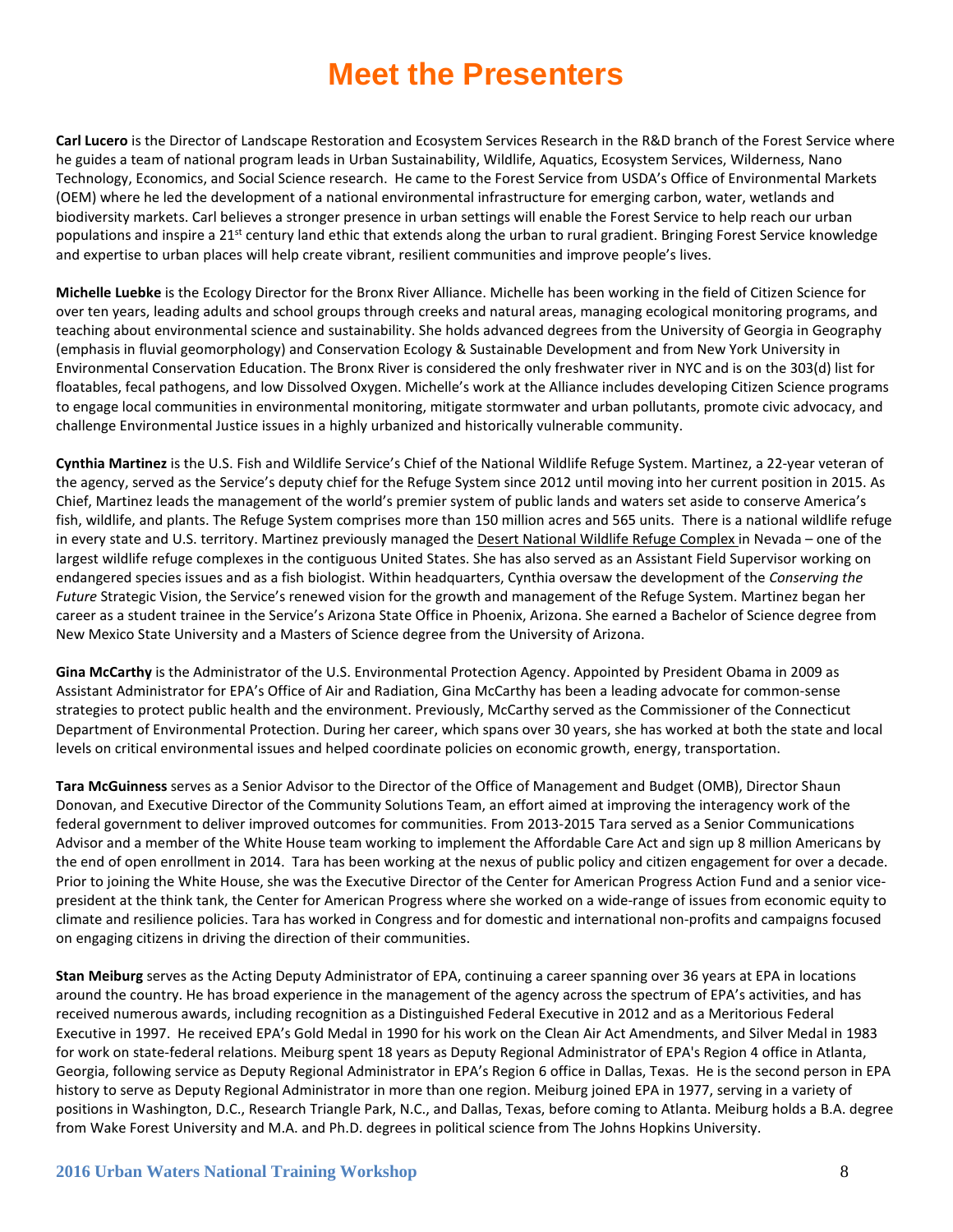# Meet the Presenters

**Carl Lucero** is the Director of Landscape Restoration and Ecosystem Services Research in the R&D branch of the Forest Service where he guides a team of national program leads in Urban Sustainability, Wildlife, Aquatics, Ecosystem Services, Wilderness, Nano Technology, Economics, and Social Science research. He came to the Forest Service from USDA's Office of Environmental Markets (OEM) where he led the development of a national environmental infrastructure for emerging carbon, water, wetlands and biodiversity markets. Carl believes a stronger presence in urban settings will enable the Forest Service to help reach our urban populations and inspire a 21st century land ethic that extends along the urban to rural gradient. Bringing Forest Service knowledge and expertise to urban places will help create vibrant, resilient communities and improve people's lives.

**Michelle Luebke** is the Ecology Director for the Bronx River Alliance. Michelle has been working in the field of Citizen Science for over ten years, leading adults and school groups through creeks and natural areas, managing ecological monitoring programs, and teaching about environmental science and sustainability. She holds advanced degrees from the University of Georgia in Geography (emphasis in fluvial geomorphology) and Conservation Ecology & Sustainable Development and from New York University in Environmental Conservation Education. The Bronx River is considered the only freshwater river in NYC and is on the 303(d) list for floatables, fecal pathogens, and low Dissolved Oxygen. Michelle's work at the Alliance includes developing Citizen Science programs to engage local communities in environmental monitoring, mitigate stormwater and urban pollutants, promote civic advocacy, and challenge Environmental Justice issues in a highly urbanized and historically vulnerable community.

**Cynthia Martinez** is the U.S. Fish and Wildlife Service's Chief of the National Wildlife Refuge System. Martinez, a 22-year veteran of the agency, served as the Service's deputy chief for the Refuge System since 2012 until moving into her current position in 2015. As Chief, Martinez leads the management of the world's premier system of public lands and waters set aside to conserve America's fish, wildlife, and plants. The Refuge System comprises more than 150 million acres and 565 units. There is a national wildlife refuge in every state and U.S. territory. Martinez previously managed the Desert National Wildlife Refuge Complex in Nevada – one of the largest wildlife refuge complexes in the contiguous United States. She has also served as an Assistant Field Supervisor working on endangered species issues and as a fish biologist. Within headquarters, Cynthia oversaw the development of the *Conserving the Future* Strategic Vision, the Service's renewed vision for the growth and management of the Refuge System. Martinez began her career as a student trainee in the Service's Arizona State Office in Phoenix, Arizona. She earned a Bachelor of Science degree from New Mexico State University and a Masters of Science degree from the University of Arizona.

**Gina McCarthy** is the Administrator of the U.S. Environmental Protection Agency. Appointed by President Obama in 2009 as Assistant Administrator for EPA's Office of Air and Radiation, Gina McCarthy has been a leading advocate for common-sense strategies to protect public health and the environment. Previously, McCarthy served as the Commissioner of the Connecticut Department of Environmental Protection. During her career, which spans over 30 years, she has worked at both the state and local levels on critical environmental issues and helped coordinate policies on economic growth, energy, transportation.

**Tara McGuinness** serves as a Senior Advisor to the Director of the Office of Management and Budget (OMB), Director Shaun Donovan, and Executive Director of the Community Solutions Team, an effort aimed at improving the interagency work of the federal government to deliver improved outcomes for communities. From 2013-2015 Tara served as a Senior Communications Advisor and a member of the White House team working to implement the Affordable Care Act and sign up 8 million Americans by the end of open enrollment in 2014. Tara has been working at the nexus of public policy and citizen engagement for over a decade. Prior to joining the White House, she was the Executive Director of the Center for American Progress Action Fund and a senior vice-president at the think tank, the Center for American Progress where she worked on a wide-range of issues from economic equity to climate and resilience policies. Tara has worked in Congress and for domestic and international non-profits and campaigns focused on engaging citizens in driving the direction of their communities.

**Stan Meiburg** serves as the Acting Deputy Administrator of EPA, continuing a career spanning over 36 years at EPA in locations around the country. He has broad experience in the management of the agency across the spectrum of EPA's activities, and has received numerous awards, including recognition as a Distinguished Federal Executive in 2012 and as a Meritorious Federal Executive in 1997. He received EPA's Gold Medal in 1990 for his work on the Clean Air Act Amendments, and Silver Medal in 1983 for work on state-federal relations. Meiburg spent 18 years as Deputy Regional Administrator of EPA's Region 4 office in Atlanta, Georgia, following service as Deputy Regional Administrator in EPA's Region 6 office in Dallas, Texas. He is the second person in EPA history to serve as Deputy Regional Administrator in more than one region. Meiburg joined EPA in 1977, serving in a variety of positions in Washington, D.C., Research Triangle Park, N.C., and Dallas, Texas, before coming to Atlanta. Meiburg holds a B.A. degree from Wake Forest University and M.A. and Ph.D. degrees in political science from The Johns Hopkins University.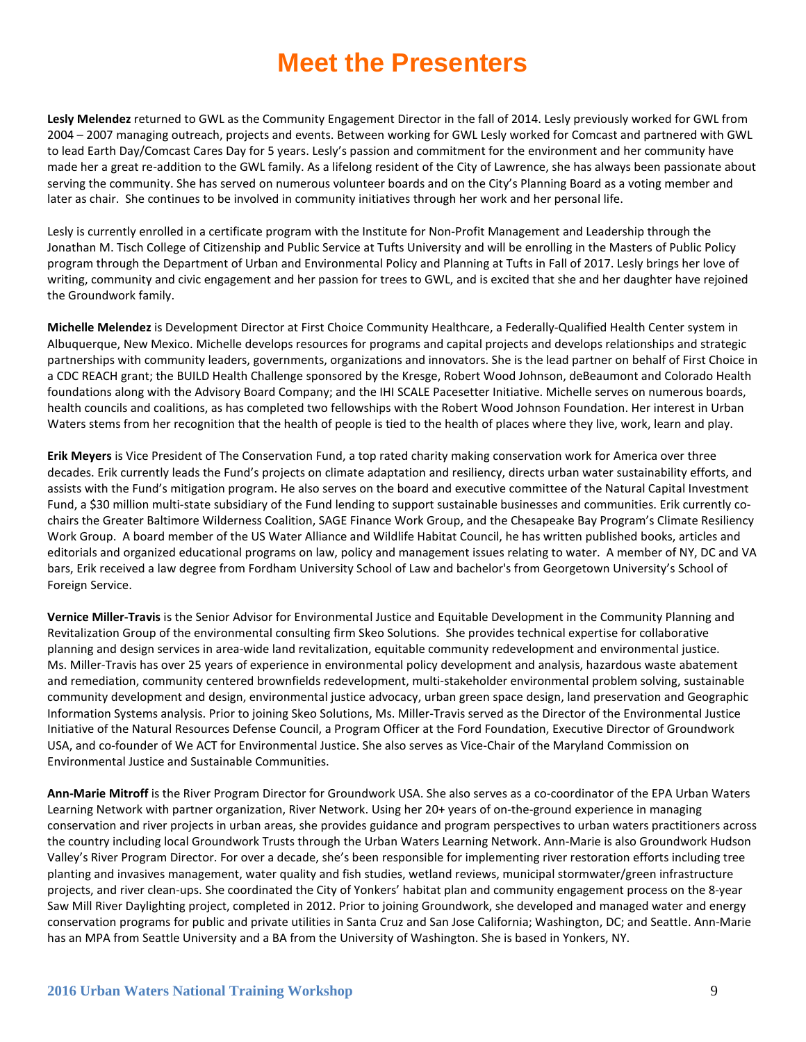# Meet the Presenters

**Lesly Melendez** returned to GWL as the Community Engagement Director in the fall of 2014. Lesly previously worked for GWL from 2004 – 2007 managing outreach, projects and events. Between working for GWL Lesly worked for Comcast and partnered with GWL to lead Earth Day/Comcast Cares Day for 5 years. Lesly's passion and commitment for the environment and her community have made her a great re-addition to the GWL family. As a lifelong resident of the City of Lawrence, she has always been passionate about serving the community. She has served on numerous volunteer boards and on the City's Planning Board as a voting member and later as chair. She continues to be involved in community initiatives through her work and her personal life.

Lesly is currently enrolled in a certificate program with the Institute for Non-Profit Management and Leadership through the Jonathan M. Tisch College of Citizenship and Public Service at Tufts University and will be enrolling in the Masters of Public Policy program through the Department of Urban and Environmental Policy and Planning at Tufts in Fall of 2017. Lesly brings her love of writing, community and civic engagement and her passion for trees to GWL, and is excited that she and her daughter have rejoined the Groundwork family.

**Michelle Melendez** is Development Director at First Choice Community Healthcare, a Federally-Qualified Health Center system in Albuquerque, New Mexico. Michelle develops resources for programs and capital projects and develops relationships and strategic partnerships with community leaders, governments, organizations and innovators. She is the lead partner on behalf of First Choice in a CDC REACH grant; the BUILD Health Challenge sponsored by the Kresge, Robert Wood Johnson, deBeaumont and Colorado Health foundations along with the Advisory Board Company; and the IHI SCALE Pacesetter Initiative. Michelle serves on numerous boards, health councils and coalitions, as has completed two fellowships with the Robert Wood Johnson Foundation. Her interest in Urban Waters stems from her recognition that the health of people is tied to the health of places where they live, work, learn and play.

**Erik Meyers** is Vice President of The Conservation Fund, a top rated charity making conservation work for America over three decades. Erik currently leads the Fund's projects on climate adaptation and resiliency, directs urban water sustainability efforts, and assists with the Fund's mitigation program. He also serves on the board and executive committee of the Natural Capital Investment Fund, a $30 million multi-state subsidiary of the Fund lending to support sustainable businesses and communities. Erik currently co-chairs the Greater Baltimore Wilderness Coalition, SAGE Finance Work Group, and the Chesapeake Bay Program's Climate Resiliency Work Group. A board member of the US Water Alliance and Wildlife Habitat Council, he has written published books, articles and editorials and organized educational programs on law, policy and management issues relating to water. A member of NY, DC and VA bars, Erik received a law degree from Fordham University School of Law and bachelor's from Georgetown University's School of Foreign Service.

**Vernice Miller-Travis** is the Senior Advisor for Environmental Justice and Equitable Development in the Community Planning and Revitalization Group of the environmental consulting firm Skeo Solutions. She provides technical expertise for collaborative planning and design services in area-wide land revitalization, equitable community redevelopment and environmental justice. Ms. Miller-Travis has over 25 years of experience in environmental policy development and analysis, hazardous waste abatement and remediation, community centered brownfields redevelopment, multi-stakeholder environmental problem solving, sustainable community development and design, environmental justice advocacy, urban green space design, land preservation and Geographic Information Systems analysis. Prior to joining Skeo Solutions, Ms. Miller-Travis served as the Director of the Environmental Justice Initiative of the Natural Resources Defense Council, a Program Officer at the Ford Foundation, Executive Director of Groundwork USA, and co-founder of We ACT for Environmental Justice. She also serves as Vice-Chair of the Maryland Commission on Environmental Justice and Sustainable Communities.

**Ann-Marie Mitroff** is the River Program Director for Groundwork USA. She also serves as a co-coordinator of the EPA Urban Waters Learning Network with partner organization, River Network. Using her 20+ years of on-the-ground experience in managing conservation and river projects in urban areas, she provides guidance and program perspectives to urban waters practitioners across the country including local Groundwork Trusts through the Urban Waters Learning Network. Ann-Marie is also Groundwork Hudson Valley's River Program Director. For over a decade, she's been responsible for implementing river restoration efforts including tree planting and invasives management, water quality and fish studies, wetland reviews, municipal stormwater/green infrastructure projects, and river clean-ups. She coordinated the City of Yonkers' habitat plan and community engagement process on the 8-year Saw Mill River Daylighting project, completed in 2012. Prior to joining Groundwork, she developed and managed water and energy conservation programs for public and private utilities in Santa Cruz and San Jose California; Washington, DC; and Seattle. Ann-Marie has an MPA from Seattle University and a BA from the University of Washington. She is based in Yonkers, NY.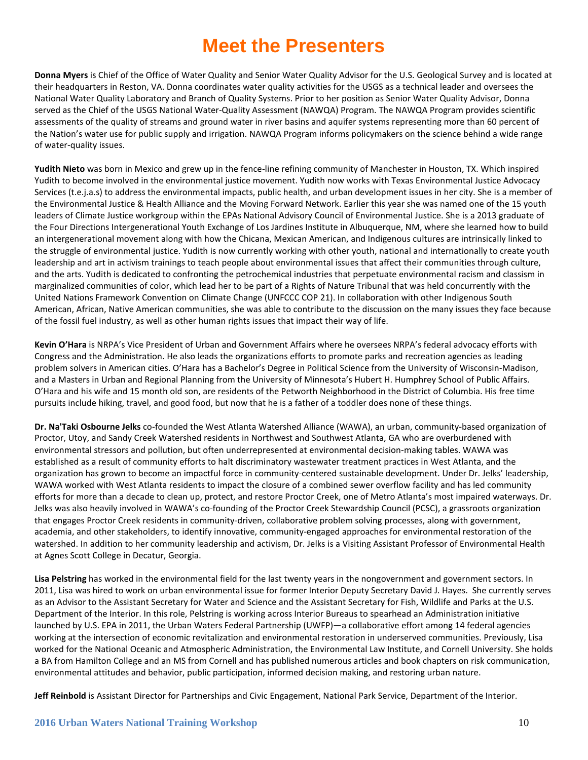# Meet the Presenters

**Donna Myers** is Chief of the Office of Water Quality and Senior Water Quality Advisor for the U.S. Geological Survey and is located at their headquarters in Reston, VA. Donna coordinates water quality activities for the USGS as a technical leader and oversees the National Water Quality Laboratory and Branch of Quality Systems. Prior to her position as Senior Water Quality Advisor, Donna served as the Chief of the USGS National Water-Quality Assessment (NAWQA) Program. The NAWQA Program provides scientific assessments of the quality of streams and ground water in river basins and aquifer systems representing more than 60 percent of the Nation's water use for public supply and irrigation. NAWQA Program informs policymakers on the science behind a wide range of water-quality issues.

**Yudith Nieto** was born in Mexico and grew up in the fence-line refining community of Manchester in Houston, TX. Which inspired Yudith to become involved in the environmental justice movement. Yudith now works with Texas Environmental Justice Advocacy Services (t.e.j.a.s) to address the environmental impacts, public health, and urban development issues in her city. She is a member of the Environmental Justice & Health Alliance and the Moving Forward Network. Earlier this year she was named one of the 15 youth leaders of Climate Justice workgroup within the EPAs National Advisory Council of Environmental Justice. She is a 2013 graduate of the Four Directions Intergenerational Youth Exchange of Los Jardines Institute in Albuquerque, NM, where she learned how to build an intergenerational movement along with how the Chicana, Mexican American, and Indigenous cultures are intrinsically linked to the struggle of environmental justice. Yudith is now currently working with other youth, national and internationally to create youth leadership and art in activism trainings to teach people about environmental issues that affect their communities through culture, and the arts. Yudith is dedicated to confronting the petrochemical industries that perpetuate environmental racism and classism in marginalized communities of color, which lead her to be part of a Rights of Nature Tribunal that was held concurrently with the United Nations Framework Convention on Climate Change (UNFCCC COP 21). In collaboration with other Indigenous South American, African, Native American communities, she was able to contribute to the discussion on the many issues they face because of the fossil fuel industry, as well as other human rights issues that impact their way of life.

**Kevin O'Hara** is NRPA's Vice President of Urban and Government Affairs where he oversees NRPA's federal advocacy efforts with Congress and the Administration. He also leads the organizations efforts to promote parks and recreation agencies as leading problem solvers in American cities. O'Hara has a Bachelor's Degree in Political Science from the University of Wisconsin-Madison, and a Masters in Urban and Regional Planning from the University of Minnesota's Hubert H. Humphrey School of Public Affairs. O'Hara and his wife and 15 month old son, are residents of the Petworth Neighborhood in the District of Columbia. His free time pursuits include hiking, travel, and good food, but now that he is a father of a toddler does none of these things.

**Dr. Na'Taki Osbourne Jelks** co-founded the West Atlanta Watershed Alliance (WAWA), an urban, community-based organization of Proctor, Utoy, and Sandy Creek Watershed residents in Northwest and Southwest Atlanta, GA who are overburdened with environmental stressors and pollution, but often underrepresented at environmental decision-making tables. WAWA was established as a result of community efforts to halt discriminatory wastewater treatment practices in West Atlanta, and the organization has grown to become an impactful force in community-centered sustainable development. Under Dr. Jelks' leadership, WAWA worked with West Atlanta residents to impact the closure of a combined sewer overflow facility and has led community efforts for more than a decade to clean up, protect, and restore Proctor Creek, one of Metro Atlanta's most impaired waterways. Dr. Jelks was also heavily involved in WAWA's co-founding of the Proctor Creek Stewardship Council (PCSC), a grassroots organization that engages Proctor Creek residents in community-driven, collaborative problem solving processes, along with government, academia, and other stakeholders, to identify innovative, community-engaged approaches for environmental restoration of the watershed. In addition to her community leadership and activism, Dr. Jelks is a Visiting Assistant Professor of Environmental Health at Agnes Scott College in Decatur, Georgia.

**Lisa Pelstring** has worked in the environmental field for the last twenty years in the nongovernment and government sectors. In 2011, Lisa was hired to work on urban environmental issue for former Interior Deputy Secretary David J. Hayes. She currently serves as an Advisor to the Assistant Secretary for Water and Science and the Assistant Secretary for Fish, Wildlife and Parks at the U.S. Department of the Interior. In this role, Pelstring is working across Interior Bureaus to spearhead an Administration initiative launched by U.S. EPA in 2011, the Urban Waters Federal Partnership (UWFP)—a collaborative effort among 14 federal agencies working at the intersection of economic revitalization and environmental restoration in underserved communities. Previously, Lisa worked for the National Oceanic and Atmospheric Administration, the Environmental Law Institute, and Cornell University. She holds a BA from Hamilton College and an MS from Cornell and has published numerous articles and book chapters on risk communication, environmental attitudes and behavior, public participation, informed decision making, and restoring urban nature.

**Jeff Reinbold** is Assistant Director for Partnerships and Civic Engagement, National Park Service, Department of the Interior.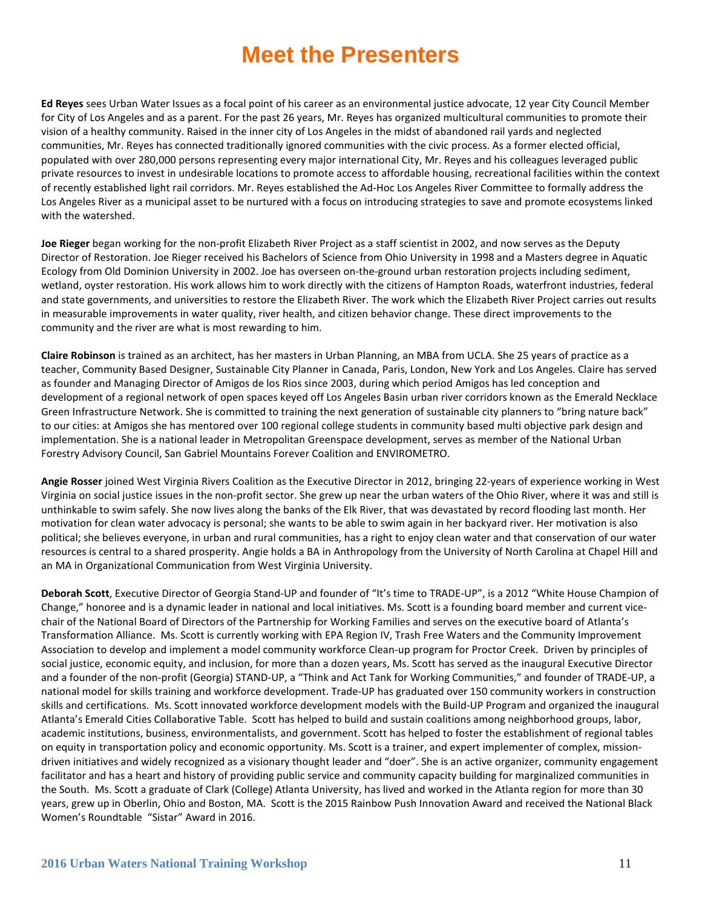# Meet the Presenters

**Ed Reyes** sees Urban Water Issues as a focal point of his career as an environmental justice advocate, 12 year City Council Member for City of Los Angeles and as a parent. For the past 26 years, Mr. Reyes has organized multicultural communities to promote their vision of a healthy community. Raised in the inner city of Los Angeles in the midst of abandoned rail yards and neglected communities, Mr. Reyes has connected traditionally ignored communities with the civic process. As a former elected official, populated with over 280,000 persons representing every major international City, Mr. Reyes and his colleagues leveraged public private resources to invest in undesirable locations to promote access to affordable housing, recreational facilities within the context of recently established light rail corridors. Mr. Reyes established the Ad-Hoc Los Angeles River Committee to formally address the Los Angeles River as a municipal asset to be nurtured with a focus on introducing strategies to save and promote ecosystems linked with the watershed.

**Joe Rieger** began working for the non-profit Elizabeth River Project as a staff scientist in 2002, and now serves as the Deputy Director of Restoration. Joe Rieger received his Bachelors of Science from Ohio University in 1998 and a Masters degree in Aquatic Ecology from Old Dominion University in 2002. Joe has overseen on-the-ground urban restoration projects including sediment, wetland, oyster restoration. His work allows him to work directly with the citizens of Hampton Roads, waterfront industries, federal and state governments, and universities to restore the Elizabeth River. The work which the Elizabeth River Project carries out results in measurable improvements in water quality, river health, and citizen behavior change. These direct improvements to the community and the river are what is most rewarding to him.

**Claire Robinson** is trained as an architect, has her masters in Urban Planning, an MBA from UCLA. She 25 years of practice as a teacher, Community Based Designer, Sustainable City Planner in Canada, Paris, London, New York and Los Angeles. Claire has served as founder and Managing Director of Amigos de los Rios since 2003, during which period Amigos has led conception and development of a regional network of open spaces keyed off Los Angeles Basin urban river corridors known as the Emerald Necklace Green Infrastructure Network. She is committed to training the next generation of sustainable city planners to "bring nature back" to our cities: at Amigos she has mentored over 100 regional college students in community based multi objective park design and implementation. She is a national leader in Metropolitan Greenspace development, serves as member of the National Urban Forestry Advisory Council, San Gabriel Mountains Forever Coalition and ENVIROMETRO.

**Angie Rosser** joined West Virginia Rivers Coalition as the Executive Director in 2012, bringing 22-years of experience working in West Virginia on social justice issues in the non-profit sector. She grew up near the urban waters of the Ohio River, where it was and still is unthinkable to swim safely. She now lives along the banks of the Elk River, that was devastated by record flooding last month. Her motivation for clean water advocacy is personal; she wants to be able to swim again in her backyard river. Her motivation is also political; she believes everyone, in urban and rural communities, has a right to enjoy clean water and that conservation of our water resources is central to a shared prosperity. Angie holds a BA in Anthropology from the University of North Carolina at Chapel Hill and an MA in Organizational Communication from West Virginia University.

**Deborah Scott**, Executive Director of Georgia Stand-UP and founder of "It's time to TRADE-UP", is a 2012 "White House Champion of Change," honoree and is a dynamic leader in national and local initiatives. Ms. Scott is a founding board member and current vice-chair of the National Board of Directors of the Partnership for Working Families and serves on the executive board of Atlanta's Transformation Alliance. Ms. Scott is currently working with EPA Region IV, Trash Free Waters and the Community Improvement Association to develop and implement a model community workforce Clean-up program for Proctor Creek. Driven by principles of social justice, economic equity, and inclusion, for more than a dozen years, Ms. Scott has served as the inaugural Executive Director and a founder of the non-profit (Georgia) STAND-UP, a "Think and Act Tank for Working Communities," and founder of TRADE-UP, a national model for skills training and workforce development. Trade-UP has graduated over 150 community workers in construction skills and certifications. Ms. Scott innovated workforce development models with the Build-UP Program and organized the inaugural Atlanta's Emerald Cities Collaborative Table. Scott has helped to build and sustain coalitions among neighborhood groups, labor, academic institutions, business, environmentalists, and government. Scott has helped to foster the establishment of regional tables on equity in transportation policy and economic opportunity. Ms. Scott is a trainer, and expert implementer of complex, mission-driven initiatives and widely recognized as a visionary thought leader and "doer". She is an active organizer, community engagement facilitator and has a heart and history of providing public service and community capacity building for marginalized communities in the South. Ms. Scott a graduate of Clark (College) Atlanta University, has lived and worked in the Atlanta region for more than 30 years, grew up in Oberlin, Ohio and Boston, MA. Scott is the 2015 Rainbow Push Innovation Award and received the National Black Women's Roundtable "Sistar" Award in 2016.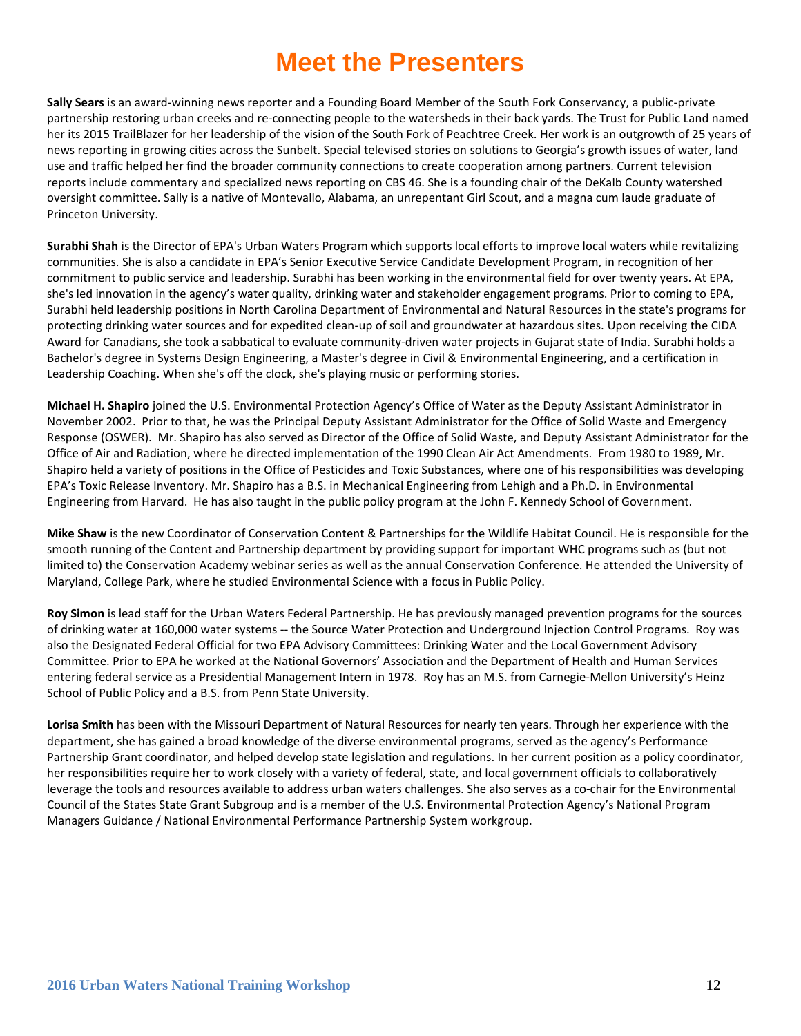# Meet the Presenters

**Sally Sears** is an award-winning news reporter and a Founding Board Member of the South Fork Conservancy, a public-private partnership restoring urban creeks and re-connecting people to the watersheds in their back yards. The Trust for Public Land named her its 2015 TrailBlazer for her leadership of the vision of the South Fork of Peachtree Creek. Her work is an outgrowth of 25 years of news reporting in growing cities across the Sunbelt. Special televised stories on solutions to Georgia's growth issues of water, land use and traffic helped her find the broader community connections to create cooperation among partners. Current television reports include commentary and specialized news reporting on CBS 46. She is a founding chair of the DeKalb County watershed oversight committee. Sally is a native of Montevallo, Alabama, an unrepentant Girl Scout, and a magna cum laude graduate of Princeton University.

**Surabhi Shah** is the Director of EPA's Urban Waters Program which supports local efforts to improve local waters while revitalizing communities. She is also a candidate in EPA's Senior Executive Service Candidate Development Program, in recognition of her commitment to public service and leadership. Surabhi has been working in the environmental field for over twenty years. At EPA, she's led innovation in the agency's water quality, drinking water and stakeholder engagement programs. Prior to coming to EPA, Surabhi held leadership positions in North Carolina Department of Environmental and Natural Resources in the state's programs for protecting drinking water sources and for expedited clean-up of soil and groundwater at hazardous sites. Upon receiving the CIDA Award for Canadians, she took a sabbatical to evaluate community-driven water projects in Gujarat state of India. Surabhi holds a Bachelor's degree in Systems Design Engineering, a Master's degree in Civil & Environmental Engineering, and a certification in Leadership Coaching. When she's off the clock, she's playing music or performing stories.

**Michael H. Shapiro** joined the U.S. Environmental Protection Agency's Office of Water as the Deputy Assistant Administrator in November 2002. Prior to that, he was the Principal Deputy Assistant Administrator for the Office of Solid Waste and Emergency Response (OSWER). Mr. Shapiro has also served as Director of the Office of Solid Waste, and Deputy Assistant Administrator for the Office of Air and Radiation, where he directed implementation of the 1990 Clean Air Act Amendments. From 1980 to 1989, Mr. Shapiro held a variety of positions in the Office of Pesticides and Toxic Substances, where one of his responsibilities was developing EPA's Toxic Release Inventory. Mr. Shapiro has a B.S. in Mechanical Engineering from Lehigh and a Ph.D. in Environmental Engineering from Harvard. He has also taught in the public policy program at the John F. Kennedy School of Government.

**Mike Shaw** is the new Coordinator of Conservation Content & Partnerships for the Wildlife Habitat Council. He is responsible for the smooth running of the Content and Partnership department by providing support for important WHC programs such as (but not limited to) the Conservation Academy webinar series as well as the annual Conservation Conference. He attended the University of Maryland, College Park, where he studied Environmental Science with a focus in Public Policy.

**Roy Simon** is lead staff for the Urban Waters Federal Partnership. He has previously managed prevention programs for the sources of drinking water at 160,000 water systems -- the Source Water Protection and Underground Injection Control Programs. Roy was also the Designated Federal Official for two EPA Advisory Committees: Drinking Water and the Local Government Advisory Committee. Prior to EPA he worked at the National Governors' Association and the Department of Health and Human Services entering federal service as a Presidential Management Intern in 1978. Roy has an M.S. from Carnegie-Mellon University's Heinz School of Public Policy and a B.S. from Penn State University.

**Lorisa Smith** has been with the Missouri Department of Natural Resources for nearly ten years. Through her experience with the department, she has gained a broad knowledge of the diverse environmental programs, served as the agency's Performance Partnership Grant coordinator, and helped develop state legislation and regulations. In her current position as a policy coordinator, her responsibilities require her to work closely with a variety of federal, state, and local government officials to collaboratively leverage the tools and resources available to address urban waters challenges. She also serves as a co-chair for the Environmental Council of the States State Grant Subgroup and is a member of the U.S. Environmental Protection Agency's National Program Managers Guidance / National Environmental Performance Partnership System workgroup.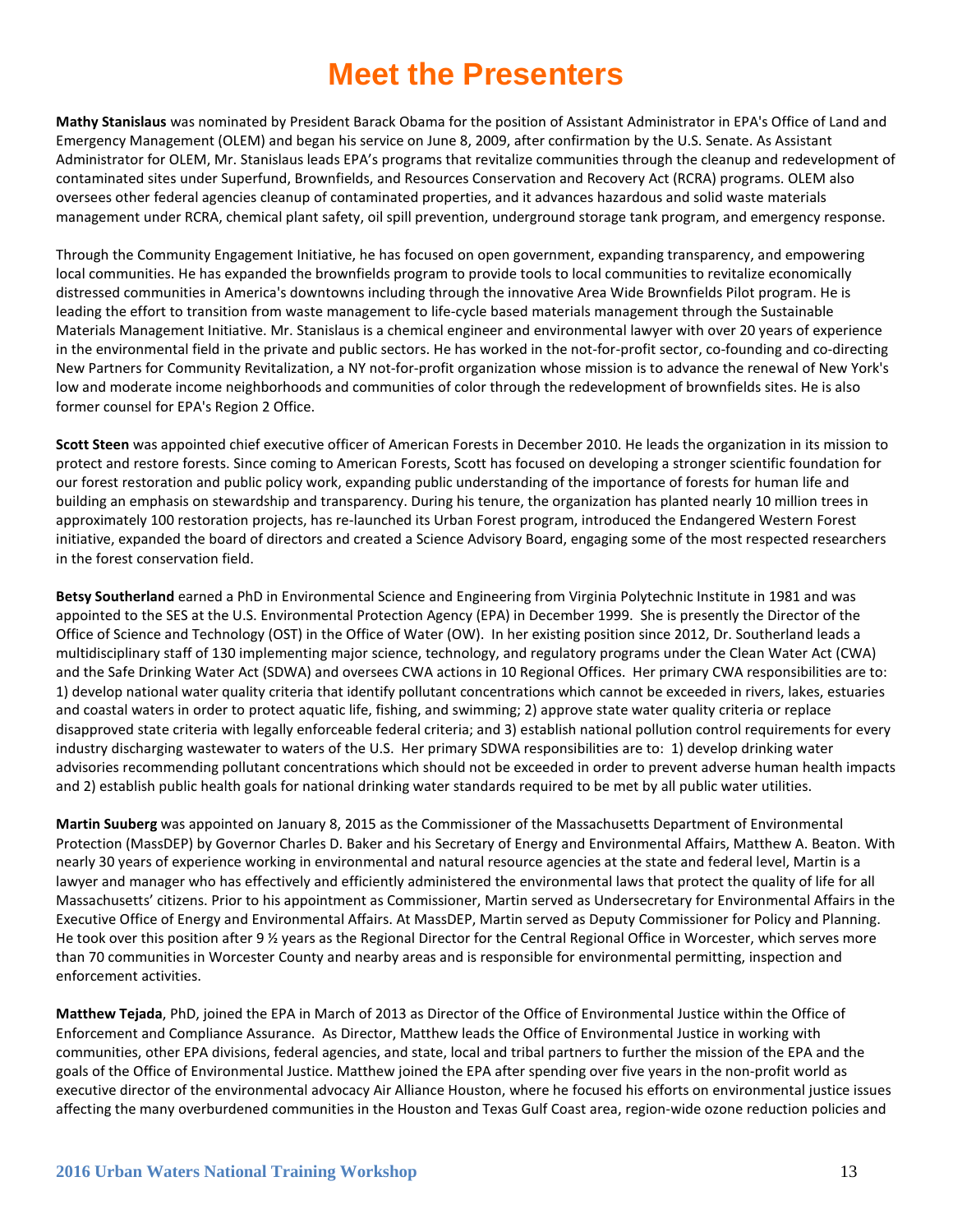# Meet the Presenters

**Mathy Stanislaus** was nominated by President Barack Obama for the position of Assistant Administrator in EPA's Office of Land and Emergency Management (OLEM) and began his service on June 8, 2009, after confirmation by the U.S. Senate. As Assistant Administrator for OLEM, Mr. Stanislaus leads EPA's programs that revitalize communities through the cleanup and redevelopment of contaminated sites under Superfund, Brownfields, and Resources Conservation and Recovery Act (RCRA) programs. OLEM also oversees other federal agencies cleanup of contaminated properties, and it advances hazardous and solid waste materials management under RCRA, chemical plant safety, oil spill prevention, underground storage tank program, and emergency response.

Through the Community Engagement Initiative, he has focused on open government, expanding transparency, and empowering local communities. He has expanded the brownfields program to provide tools to local communities to revitalize economically distressed communities in America's downtowns including through the innovative Area Wide Brownfields Pilot program. He is leading the effort to transition from waste management to life-cycle based materials management through the Sustainable Materials Management Initiative. Mr. Stanislaus is a chemical engineer and environmental lawyer with over 20 years of experience in the environmental field in the private and public sectors. He has worked in the not-for-profit sector, co-founding and co-directing New Partners for Community Revitalization, a NY not-for-profit organization whose mission is to advance the renewal of New York's low and moderate income neighborhoods and communities of color through the redevelopment of brownfields sites. He is also former counsel for EPA's Region 2 Office.

**Scott Steen** was appointed chief executive officer of American Forests in December 2010. He leads the organization in its mission to protect and restore forests. Since coming to American Forests, Scott has focused on developing a stronger scientific foundation for our forest restoration and public policy work, expanding public understanding of the importance of forests for human life and building an emphasis on stewardship and transparency. During his tenure, the organization has planted nearly 10 million trees in approximately 100 restoration projects, has re-launched its Urban Forest program, introduced the Endangered Western Forest initiative, expanded the board of directors and created a Science Advisory Board, engaging some of the most respected researchers in the forest conservation field.

**Betsy Southerland** earned a PhD in Environmental Science and Engineering from Virginia Polytechnic Institute in 1981 and was appointed to the SES at the U.S. Environmental Protection Agency (EPA) in December 1999. She is presently the Director of the Office of Science and Technology (OST) in the Office of Water (OW). In her existing position since 2012, Dr. Southerland leads a multidisciplinary staff of 130 implementing major science, technology, and regulatory programs under the Clean Water Act (CWA) and the Safe Drinking Water Act (SDWA) and oversees CWA actions in 10 Regional Offices. Her primary CWA responsibilities are to: 1) develop national water quality criteria that identify pollutant concentrations which cannot be exceeded in rivers, lakes, estuaries and coastal waters in order to protect aquatic life, fishing, and swimming; 2) approve state water quality criteria or replace disapproved state criteria with legally enforceable federal criteria; and 3) establish national pollution control requirements for every industry discharging wastewater to waters of the U.S. Her primary SDWA responsibilities are to: 1) develop drinking water advisories recommending pollutant concentrations which should not be exceeded in order to prevent adverse human health impacts and 2) establish public health goals for national drinking water standards required to be met by all public water utilities.

**Martin Suuberg** was appointed on January 8, 2015 as the Commissioner of the Massachusetts Department of Environmental Protection (MassDEP) by Governor Charles D. Baker and his Secretary of Energy and Environmental Affairs, Matthew A. Beaton. With nearly 30 years of experience working in environmental and natural resource agencies at the state and federal level, Martin is a lawyer and manager who has effectively and efficiently administered the environmental laws that protect the quality of life for all Massachusetts' citizens. Prior to his appointment as Commissioner, Martin served as Undersecretary for Environmental Affairs in the Executive Office of Energy and Environmental Affairs. At MassDEP, Martin served as Deputy Commissioner for Policy and Planning. He took over this position after 9 ½ years as the Regional Director for the Central Regional Office in Worcester, which serves more than 70 communities in Worcester County and nearby areas and is responsible for environmental permitting, inspection and enforcement activities.

**Matthew Tejada**, PhD, joined the EPA in March of 2013 as Director of the Office of Environmental Justice within the Office of Enforcement and Compliance Assurance. As Director, Matthew leads the Office of Environmental Justice in working with communities, other EPA divisions, federal agencies, and state, local and tribal partners to further the mission of the EPA and the goals of the Office of Environmental Justice. Matthew joined the EPA after spending over five years in the non-profit world as executive director of the environmental advocacy Air Alliance Houston, where he focused his efforts on environmental justice issues affecting the many overburdened communities in the Houston and Texas Gulf Coast area, region-wide ozone reduction policies and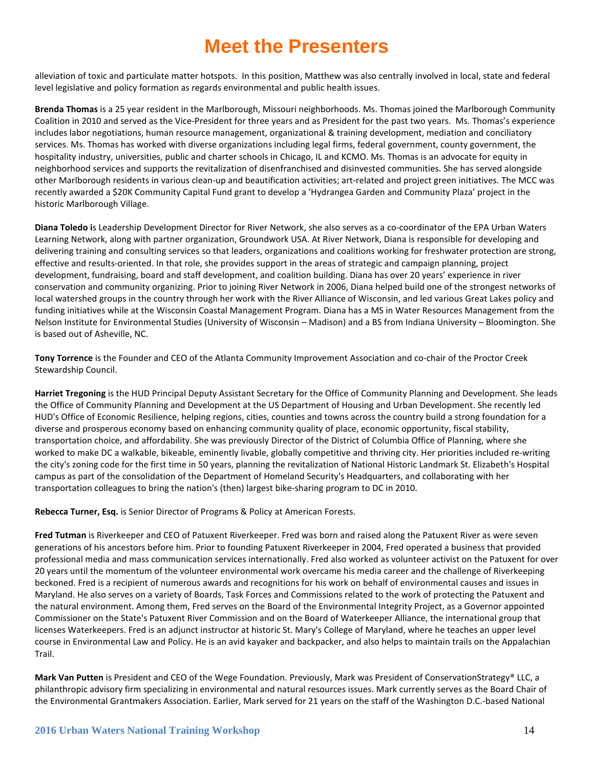# Meet the Presenters

alleviation of toxic and particulate matter hotspots. In this position, Matthew was also centrally involved in local, state and federal level legislative and policy formation as regards environmental and public health issues.

**Brenda Thomas** is a 25 year resident in the Marlborough, Missouri neighborhoods. Ms. Thomas joined the Marlborough Community Coalition in 2010 and served as the Vice-President for three years and as President for the past two years. Ms. Thomas's experience includes labor negotiations, human resource management, organizational & training development, mediation and conciliatory services. Ms. Thomas has worked with diverse organizations including legal firms, federal government, county government, the hospitality industry, universities, public and charter schools in Chicago, IL and KCMO. Ms. Thomas is an advocate for equity in neighborhood services and supports the revitalization of disenfranchised and disinvested communities. She has served alongside other Marlborough residents in various clean-up and beautification activities; art-related and project green initiatives. The MCC was recently awarded a $20K Community Capital Fund grant to develop a 'Hydrangea Garden and Community Plaza' project in the historic Marlborough Village.

**Diana Toledo i**s Leadership Development Director for River Network, she also serves as a co-coordinator of the EPA Urban Waters Learning Network, along with partner organization, Groundwork USA. At River Network, Diana is responsible for developing and delivering training and consulting services so that leaders, organizations and coalitions working for freshwater protection are strong, effective and results-oriented. In that role, she provides support in the areas of strategic and campaign planning, project development, fundraising, board and staff development, and coalition building. Diana has over 20 years' experience in river conservation and community organizing. Prior to joining River Network in 2006, Diana helped build one of the strongest networks of local watershed groups in the country through her work with the River Alliance of Wisconsin, and led various Great Lakes policy and funding initiatives while at the Wisconsin Coastal Management Program. Diana has a MS in Water Resources Management from the Nelson Institute for Environmental Studies (University of Wisconsin – Madison) and a BS from Indiana University – Bloomington. She is based out of Asheville, NC.

**Tony Torrence** is the Founder and CEO of the Atlanta Community Improvement Association and co-chair of the Proctor Creek Stewardship Council.

**Harriet Tregoning** is the HUD Principal Deputy Assistant Secretary for the Office of Community Planning and Development. She leads the Office of Community Planning and Development at the US Department of Housing and Urban Development. She recently led HUD's Office of Economic Resilience, helping regions, cities, counties and towns across the country build a strong foundation for a diverse and prosperous economy based on enhancing community quality of place, economic opportunity, fiscal stability, transportation choice, and affordability. She was previously Director of the District of Columbia Office of Planning, where she worked to make DC a walkable, bikeable, eminently livable, globally competitive and thriving city. Her priorities included re-writing the city's zoning code for the first time in 50 years, planning the revitalization of National Historic Landmark St. Elizabeth's Hospital campus as part of the consolidation of the Department of Homeland Security's Headquarters, and collaborating with her transportation colleagues to bring the nation's (then) largest bike-sharing program to DC in 2010.

**Rebecca Turner, Esq.** is Senior Director of Programs & Policy at American Forests.

**Fred Tutman** is Riverkeeper and CEO of Patuxent Riverkeeper. Fred was born and raised along the Patuxent River as were seven generations of his ancestors before him. Prior to founding Patuxent Riverkeeper in 2004, Fred operated a business that provided professional media and mass communication services internationally. Fred also worked as volunteer activist on the Patuxent for over 20 years until the momentum of the volunteer environmental work overcame his media career and the challenge of Riverkeeping beckoned. Fred is a recipient of numerous awards and recognitions for his work on behalf of environmental causes and issues in Maryland. He also serves on a variety of Boards, Task Forces and Commissions related to the work of protecting the Patuxent and the natural environment. Among them, Fred serves on the Board of the Environmental Integrity Project, as a Governor appointed Commissioner on the State's Patuxent River Commission and on the Board of Waterkeeper Alliance, the international group that licenses Waterkeepers. Fred is an adjunct instructor at historic St. Mary's College of Maryland, where he teaches an upper level course in Environmental Law and Policy. He is an avid kayaker and backpacker, and also helps to maintain trails on the Appalachian Trail.

**Mark Van Putten** is President and CEO of the Wege Foundation. Previously, Mark was President of ConservationStrategy® LLC, a philanthropic advisory firm specializing in environmental and natural resources issues. Mark currently serves as the Board Chair of the Environmental Grantmakers Association. Earlier, Mark served for 21 years on the staff of the Washington D.C.-based National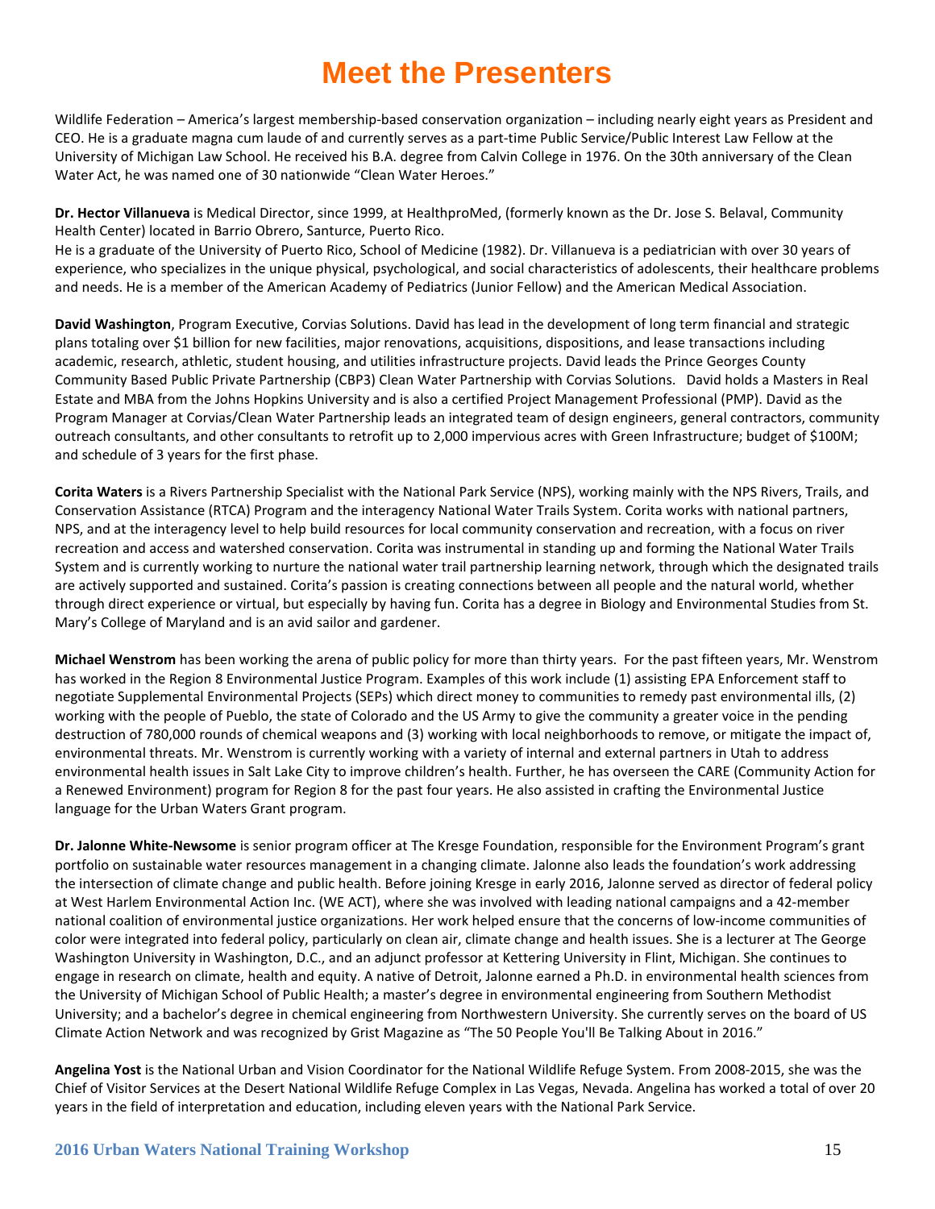# Meet the Presenters

Wildlife Federation – America's largest membership-based conservation organization – including nearly eight years as President and CEO. He is a graduate magna cum laude of and currently serves as a part-time Public Service/Public Interest Law Fellow at the University of Michigan Law School. He received his B.A. degree from Calvin College in 1976. On the 30th anniversary of the Clean Water Act, he was named one of 30 nationwide "Clean Water Heroes."

**Dr. Hector Villanueva** is Medical Director, since 1999, at HealthproMed, (formerly known as the Dr. Jose S. Belaval, Community Health Center) located in Barrio Obrero, Santurce, Puerto Rico.
He is a graduate of the University of Puerto Rico, School of Medicine (1982). Dr. Villanueva is a pediatrician with over 30 years of experience, who specializes in the unique physical, psychological, and social characteristics of adolescents, their healthcare problems and needs. He is a member of the American Academy of Pediatrics (Junior Fellow) and the American Medical Association.

**David Washington**, Program Executive, Corvias Solutions. David has lead in the development of long term financial and strategic plans totaling over $1 billion for new facilities, major renovations, acquisitions, dispositions, and lease transactions including academic, research, athletic, student housing, and utilities infrastructure projects. David leads the Prince Georges County Community Based Public Private Partnership (CBP3) Clean Water Partnership with Corvias Solutions. David holds a Masters in Real Estate and MBA from the Johns Hopkins University and is also a certified Project Management Professional (PMP). David as the Program Manager at Corvias/Clean Water Partnership leads an integrated team of design engineers, general contractors, community outreach consultants, and other consultants to retrofit up to 2,000 impervious acres with Green Infrastructure; budget of $100M; and schedule of 3 years for the first phase.

**Corita Waters** is a Rivers Partnership Specialist with the National Park Service (NPS), working mainly with the NPS Rivers, Trails, and Conservation Assistance (RTCA) Program and the interagency National Water Trails System. Corita works with national partners, NPS, and at the interagency level to help build resources for local community conservation and recreation, with a focus on river recreation and access and watershed conservation. Corita was instrumental in standing up and forming the National Water Trails System and is currently working to nurture the national water trail partnership learning network, through which the designated trails are actively supported and sustained. Corita's passion is creating connections between all people and the natural world, whether through direct experience or virtual, but especially by having fun. Corita has a degree in Biology and Environmental Studies from St. Mary's College of Maryland and is an avid sailor and gardener.

**Michael Wenstrom** has been working the arena of public policy for more than thirty years. For the past fifteen years, Mr. Wenstrom has worked in the Region 8 Environmental Justice Program. Examples of this work include (1) assisting EPA Enforcement staff to negotiate Supplemental Environmental Projects (SEPs) which direct money to communities to remedy past environmental ills, (2) working with the people of Pueblo, the state of Colorado and the US Army to give the community a greater voice in the pending destruction of 780,000 rounds of chemical weapons and (3) working with local neighborhoods to remove, or mitigate the impact of, environmental threats. Mr. Wenstrom is currently working with a variety of internal and external partners in Utah to address environmental health issues in Salt Lake City to improve children's health. Further, he has overseen the CARE (Community Action for a Renewed Environment) program for Region 8 for the past four years. He also assisted in crafting the Environmental Justice language for the Urban Waters Grant program.

**Dr. Jalonne White-Newsome** is senior program officer at The Kresge Foundation, responsible for the Environment Program's grant portfolio on sustainable water resources management in a changing climate. Jalonne also leads the foundation's work addressing the intersection of climate change and public health. Before joining Kresge in early 2016, Jalonne served as director of federal policy at West Harlem Environmental Action Inc. (WE ACT), where she was involved with leading national campaigns and a 42-member national coalition of environmental justice organizations. Her work helped ensure that the concerns of low-income communities of color were integrated into federal policy, particularly on clean air, climate change and health issues. She is a lecturer at The George Washington University in Washington, D.C., and an adjunct professor at Kettering University in Flint, Michigan. She continues to engage in research on climate, health and equity. A native of Detroit, Jalonne earned a Ph.D. in environmental health sciences from the University of Michigan School of Public Health; a master's degree in environmental engineering from Southern Methodist University; and a bachelor's degree in chemical engineering from Northwestern University. She currently serves on the board of US Climate Action Network and was recognized by Grist Magazine as "The 50 People You'll Be Talking About in 2016."

**Angelina Yost** is the National Urban and Vision Coordinator for the National Wildlife Refuge System. From 2008-2015, she was the Chief of Visitor Services at the Desert National Wildlife Refuge Complex in Las Vegas, Nevada. Angelina has worked a total of over 20 years in the field of interpretation and education, including eleven years with the National Park Service.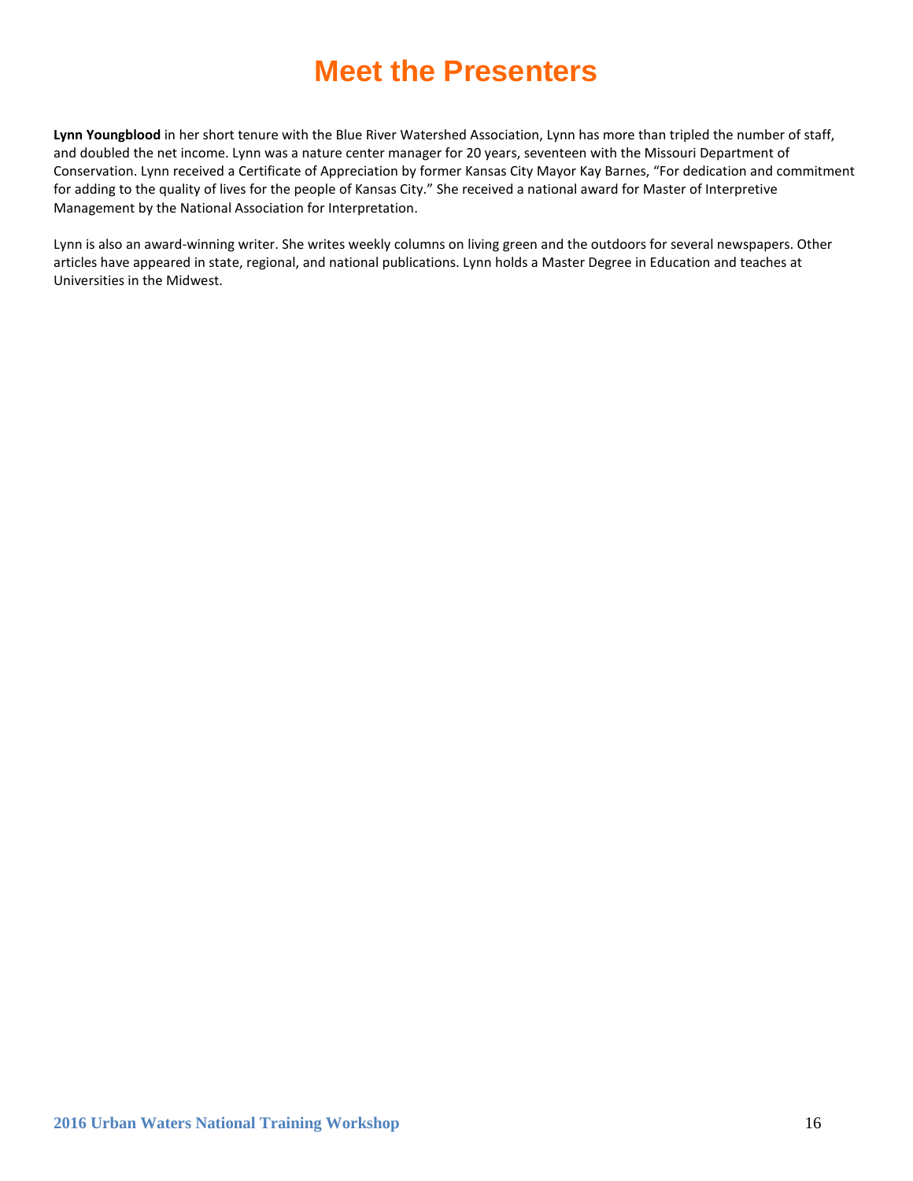# Meet the Presenters

**Lynn Youngblood** in her short tenure with the Blue River Watershed Association, Lynn has more than tripled the number of staff, and doubled the net income. Lynn was a nature center manager for 20 years, seventeen with the Missouri Department of Conservation. Lynn received a Certificate of Appreciation by former Kansas City Mayor Kay Barnes, "For dedication and commitment for adding to the quality of lives for the people of Kansas City." She received a national award for Master of Interpretive Management by the National Association for Interpretation.

Lynn is also an award-winning writer. She writes weekly columns on living green and the outdoors for several newspapers. Other articles have appeared in state, regional, and national publications. Lynn holds a Master Degree in Education and teaches at Universities in the Midwest.